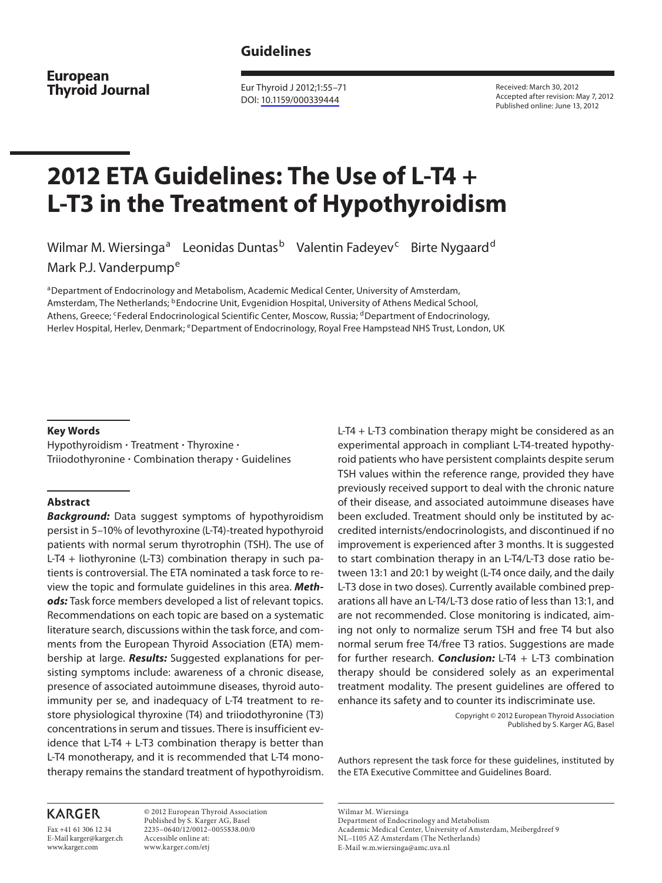**Guidelines**

**European Thyroid Journal**

Eur Thyroid J 2012;1:55–71
DOI: 10.1159/000339444

Received: March 30, 2012
Accepted after revision: May 7, 2012
Published online: June 13, 2012

# 2012 ETA Guidelines: The Use of L-T4 + L-T3 in the Treatment of Hypothyroidism

Wilmar M. Wiersinga[a] Leonidas Duntas[b] Valentin Fadeyev[c] Birte Nygaard[d] Mark P.J. Vanderpump[e]

[a]Department of Endocrinology and Metabolism, Academic Medical Center, University of Amsterdam, Amsterdam, The Netherlands; [b]Endocrine Unit, Evgenidion Hospital, University of Athens Medical School, Athens, Greece; [c]Federal Endocrinological Scientific Center, Moscow, Russia; [d]Department of Endocrinology, Herlev Hospital, Herlev, Denmark; [e]Department of Endocrinology, Royal Free Hampstead NHS Trust, London, UK

### Key Words

Hypothyroidism · Treatment · Thyroxine · Triiodothyronine · Combination therapy · Guidelines

### Abstract

***Background:*** Data suggest symptoms of hypothyroidism persist in 5–10% of levothyroxine (L-T4)-treated hypothyroid patients with normal serum thyrotrophin (TSH). The use of L-T4 + liothyronine (L-T3) combination therapy in such patients is controversial. The ETA nominated a task force to review the topic and formulate guidelines in this area. ***Methods:*** Task force members developed a list of relevant topics. Recommendations on each topic are based on a systematic literature search, discussions within the task force, and comments from the European Thyroid Association (ETA) membership at large. ***Results:*** Suggested explanations for persisting symptoms include: awareness of a chronic disease, presence of associated autoimmune diseases, thyroid autoimmunity per se, and inadequacy of L-T4 treatment to restore physiological thyroxine (T4) and triiodothyronine (T3) concentrations in serum and tissues. There is insufficient evidence that L-T4 + L-T3 combination therapy is better than L-T4 monotherapy, and it is recommended that L-T4 monotherapy remains the standard treatment of hypothyroidism. L-T4 + L-T3 combination therapy might be considered as an experimental approach in compliant L-T4-treated hypothyroid patients who have persistent complaints despite serum TSH values within the reference range, provided they have previously received support to deal with the chronic nature of their disease, and associated autoimmune diseases have been excluded. Treatment should only be instituted by accredited internists/endocrinologists, and discontinued if no improvement is experienced after 3 months. It is suggested to start combination therapy in an L-T4/L-T3 dose ratio between 13:1 and 20:1 by weight (L-T4 once daily, and the daily L-T3 dose in two doses). Currently available combined preparations all have an L-T4/L-T3 dose ratio of less than 13:1, and are not recommended. Close monitoring is indicated, aiming not only to normalize serum TSH and free T4 but also normal serum free T4/free T3 ratios. Suggestions are made for further research. ***Conclusion:*** L-T4 + L-T3 combination therapy should be considered solely as an experimental treatment modality. The present guidelines are offered to enhance its safety and to counter its indiscriminate use.

Copyright © 2012 European Thyroid Association
Published by S. Karger AG, Basel

Authors represent the task force for these guidelines, instituted by the ETA Executive Committee and Guidelines Board.

KARGER

Fax +41 61 306 12 34
E-Mail karger@karger.ch
www.karger.com

© 2012 European Thyroid Association
Published by S. Karger AG, Basel
2235–0640/12/0012–0055$38.00/0
Accessible online at:
www.karger.com/etj

Wilmar M. Wiersinga
Department of Endocrinology and Metabolism
Academic Medical Center, University of Amsterdam, Meibergdreef 9
NL–1105 AZ Amsterdam (The Netherlands)
E-Mail w.m.wiersinga@amc.uva.nl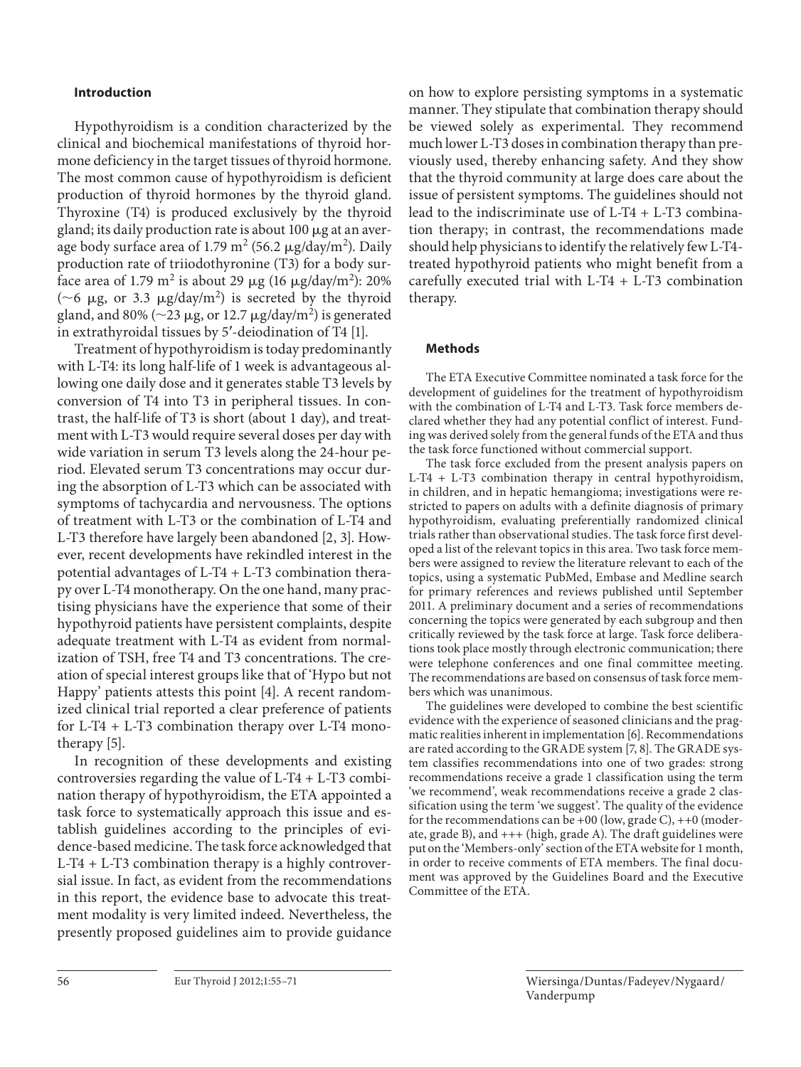## Introduction

Hypothyroidism is a condition characterized by the clinical and biochemical manifestations of thyroid hormone deficiency in the target tissues of thyroid hormone. The most common cause of hypothyroidism is deficient production of thyroid hormones by the thyroid gland. Thyroxine (T4) is produced exclusively by the thyroid gland; its daily production rate is about 100 μg at an average body surface area of 1.79 $m^2$ (56.2 μg/day/$m^2$). Daily production rate of triiodothyronine (T3) for a body surface area of 1.79 $m^2$ is about 29 μg (16 μg/day/$m^2$): 20% (~6 μg, or 3.3 μg/day/$m^2$) is secreted by the thyroid gland, and 80% (~23 μg, or 12.7 μg/day/$m^2$) is generated in extrathyroidal tissues by 5′-deiodination of T4 [1].

Treatment of hypothyroidism is today predominantly with L-T4: its long half-life of 1 week is advantageous allowing one daily dose and it generates stable T3 levels by conversion of T4 into T3 in peripheral tissues. In contrast, the half-life of T3 is short (about 1 day), and treatment with L-T3 would require several doses per day with wide variation in serum T3 levels along the 24-hour period. Elevated serum T3 concentrations may occur during the absorption of L-T3 which can be associated with symptoms of tachycardia and nervousness. The options of treatment with L-T3 or the combination of L-T4 and L-T3 therefore have largely been abandoned [2, 3]. However, recent developments have rekindled interest in the potential advantages of L-T4 + L-T3 combination therapy over L-T4 monotherapy. On the one hand, many practising physicians have the experience that some of their hypothyroid patients have persistent complaints, despite adequate treatment with L-T4 as evident from normalization of TSH, free T4 and T3 concentrations. The creation of special interest groups like that of 'Hypo but not Happy' patients attests this point [4]. A recent randomized clinical trial reported a clear preference of patients for L-T4 + L-T3 combination therapy over L-T4 monotherapy [5].

In recognition of these developments and existing controversies regarding the value of L-T4 + L-T3 combination therapy of hypothyroidism, the ETA appointed a task force to systematically approach this issue and establish guidelines according to the principles of evidence-based medicine. The task force acknowledged that L-T4 + L-T3 combination therapy is a highly controversial issue. In fact, as evident from the recommendations in this report, the evidence base to advocate this treatment modality is very limited indeed. Nevertheless, the presently proposed guidelines aim to provide guidance on how to explore persisting symptoms in a systematic manner. They stipulate that combination therapy should be viewed solely as experimental. They recommend much lower L-T3 doses in combination therapy than previously used, thereby enhancing safety. And they show that the thyroid community at large does care about the issue of persistent symptoms. The guidelines should not lead to the indiscriminate use of L-T4 + L-T3 combination therapy; in contrast, the recommendations made should help physicians to identify the relatively few L-T4-treated hypothyroid patients who might benefit from a carefully executed trial with L-T4 + L-T3 combination therapy.

## Methods

The ETA Executive Committee nominated a task force for the development of guidelines for the treatment of hypothyroidism with the combination of L-T4 and L-T3. Task force members declared whether they had any potential conflict of interest. Funding was derived solely from the general funds of the ETA and thus the task force functioned without commercial support.

The task force excluded from the present analysis papers on L-T4 + L-T3 combination therapy in central hypothyroidism, in children, and in hepatic hemangioma; investigations were restricted to papers on adults with a definite diagnosis of primary hypothyroidism, evaluating preferentially randomized clinical trials rather than observational studies. The task force first developed a list of the relevant topics in this area. Two task force members were assigned to review the literature relevant to each of the topics, using a systematic PubMed, Embase and Medline search for primary references and reviews published until September 2011. A preliminary document and a series of recommendations concerning the topics were generated by each subgroup and then critically reviewed by the task force at large. Task force deliberations took place mostly through electronic communication; there were telephone conferences and one final committee meeting. The recommendations are based on consensus of task force members which was unanimous.

The guidelines were developed to combine the best scientific evidence with the experience of seasoned clinicians and the pragmatic realities inherent in implementation [6]. Recommendations are rated according to the GRADE system [7, 8]. The GRADE system classifies recommendations into one of two grades: strong recommendations receive a grade 1 classification using the term 'we recommend', weak recommendations receive a grade 2 classification using the term 'we suggest'. The quality of the evidence for the recommendations can be +00 (low, grade C), ++0 (moderate, grade B), and +++ (high, grade A). The draft guidelines were put on the 'Members-only' section of the ETA website for 1 month, in order to receive comments of ETA members. The final document was approved by the Guidelines Board and the Executive Committee of the ETA.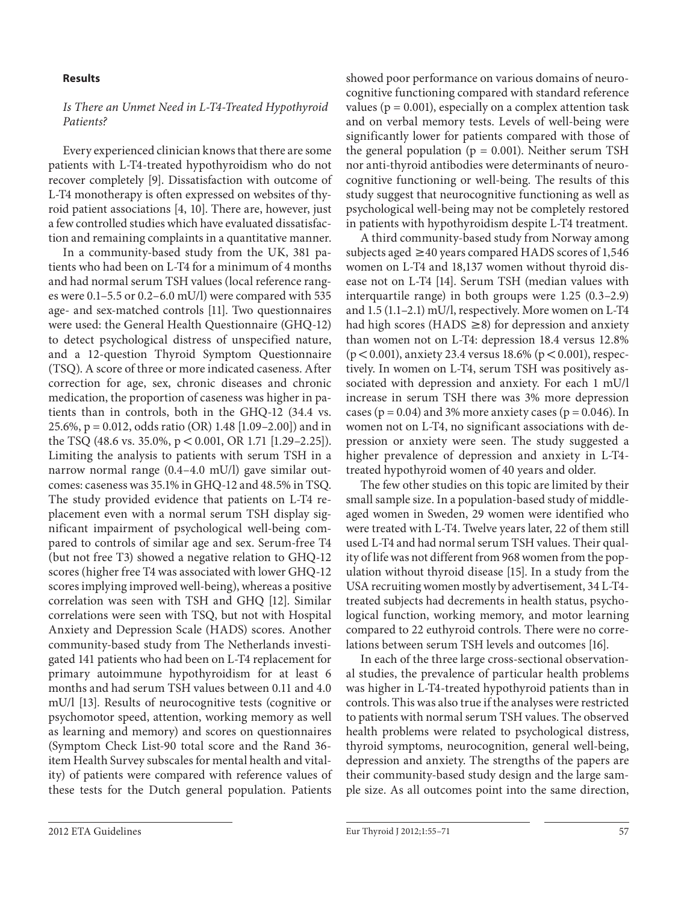## Results

### *Is There an Unmet Need in L-T4-Treated Hypothyroid Patients?*

Every experienced clinician knows that there are some patients with L-T4-treated hypothyroidism who do not recover completely [9]. Dissatisfaction with outcome of L-T4 monotherapy is often expressed on websites of thyroid patient associations [4, 10]. There are, however, just a few controlled studies which have evaluated dissatisfaction and remaining complaints in a quantitative manner.

In a community-based study from the UK, 381 patients who had been on L-T4 for a minimum of 4 months and had normal serum TSH values (local reference ranges were 0.1–5.5 or 0.2–6.0 mU/l) were compared with 535 age- and sex-matched controls [11]. Two questionnaires were used: the General Health Questionnaire (GHQ-12) to detect psychological distress of unspecified nature, and a 12-question Thyroid Symptom Questionnaire (TSQ). A score of three or more indicated caseness. After correction for age, sex, chronic diseases and chronic medication, the proportion of caseness was higher in patients than in controls, both in the GHQ-12 (34.4 vs. 25.6%, $p = 0.012$, odds ratio (OR) 1.48 [1.09–2.00]) and in the TSQ (48.6 vs. 35.0%, $p < 0.001$, OR 1.71 [1.29–2.25]). Limiting the analysis to patients with serum TSH in a narrow normal range (0.4–4.0 mU/l) gave similar outcomes: caseness was 35.1% in GHQ-12 and 48.5% in TSQ. The study provided evidence that patients on L-T4 replacement even with a normal serum TSH display significant impairment of psychological well-being compared to controls of similar age and sex. Serum-free T4 (but not free T3) showed a negative relation to GHQ-12 scores (higher free T4 was associated with lower GHQ-12 scores implying improved well-being), whereas a positive correlation was seen with TSH and GHQ [12]. Similar correlations were seen with TSQ, but not with Hospital Anxiety and Depression Scale (HADS) scores. Another community-based study from The Netherlands investigated 141 patients who had been on L-T4 replacement for primary autoimmune hypothyroidism for at least 6 months and had serum TSH values between 0.11 and 4.0 mU/l [13]. Results of neurocognitive tests (cognitive or psychomotor speed, attention, working memory as well as learning and memory) and scores on questionnaires (Symptom Check List-90 total score and the Rand 36-item Health Survey subscales for mental health and vitality) of patients were compared with reference values of these tests for the Dutch general population. Patients showed poor performance on various domains of neurocognitive functioning compared with standard reference values ($p = 0.001$), especially on a complex attention task and on verbal memory tests. Levels of well-being were significantly lower for patients compared with those of the general population ($p = 0.001$). Neither serum TSH nor anti-thyroid antibodies were determinants of neurocognitive functioning or well-being. The results of this study suggest that neurocognitive functioning as well as psychological well-being may not be completely restored in patients with hypothyroidism despite L-T4 treatment.

A third community-based study from Norway among subjects aged ≥40 years compared HADS scores of 1,546 women on L-T4 and 18,137 women without thyroid disease not on L-T4 [14]. Serum TSH (median values with interquartile range) in both groups were 1.25 (0.3–2.9) and 1.5 (1.1–2.1) mU/l, respectively. More women on L-T4 had high scores (HADS ≥8) for depression and anxiety than women not on L-T4: depression 18.4 versus 12.8% ($p < 0.001$), anxiety 23.4 versus 18.6% ($p < 0.001$), respectively. In women on L-T4, serum TSH was positively associated with depression and anxiety. For each 1 mU/l increase in serum TSH there was 3% more depression cases ($p = 0.04$) and 3% more anxiety cases ($p = 0.046$). In women not on L-T4, no significant associations with depression or anxiety were seen. The study suggested a higher prevalence of depression and anxiety in L-T4-treated hypothyroid women of 40 years and older.

The few other studies on this topic are limited by their small sample size. In a population-based study of middle-aged women in Sweden, 29 women were identified who were treated with L-T4. Twelve years later, 22 of them still used L-T4 and had normal serum TSH values. Their quality of life was not different from 968 women from the population without thyroid disease [15]. In a study from the USA recruiting women mostly by advertisement, 34 L-T4-treated subjects had decrements in health status, psychological function, working memory, and motor learning compared to 22 euthyroid controls. There were no correlations between serum TSH levels and outcomes [16].

In each of the three large cross-sectional observational studies, the prevalence of particular health problems was higher in L-T4-treated hypothyroid patients than in controls. This was also true if the analyses were restricted to patients with normal serum TSH values. The observed health problems were related to psychological distress, thyroid symptoms, neurocognition, general well-being, depression and anxiety. The strengths of the papers are their community-based study design and the large sample size. As all outcomes point into the same direction,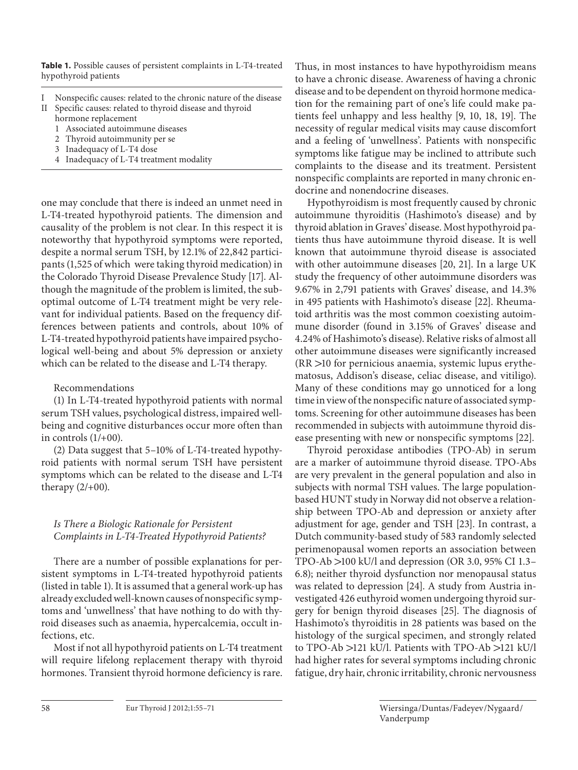**Table 1.** Possible causes of persistent complaints in L-T4-treated hypothyroid patients

I Nonspecific causes: related to the chronic nature of the disease
II Specific causes: related to thyroid disease and thyroid hormone replacement
  1 Associated autoimmune diseases
  2 Thyroid autoimmunity per se
  3 Inadequacy of L-T4 dose
  4 Inadequacy of L-T4 treatment modality

one may conclude that there is indeed an unmet need in L-T4-treated hypothyroid patients. The dimension and causality of the problem is not clear. In this respect it is noteworthy that hypothyroid symptoms were reported, despite a normal serum TSH, by 12.1% of 22,842 participants (1,525 of which were taking thyroid medication) in the Colorado Thyroid Disease Prevalence Study [17]. Although the magnitude of the problem is limited, the suboptimal outcome of L-T4 treatment might be very relevant for individual patients. Based on the frequency differences between patients and controls, about 10% of L-T4-treated hypothyroid patients have impaired psychological well-being and about 5% depression or anxiety which can be related to the disease and L-T4 therapy.

Recommendations

(1) In L-T4-treated hypothyroid patients with normal serum TSH values, psychological distress, impaired well-being and cognitive disturbances occur more often than in controls (1/+00).

(2) Data suggest that 5–10% of L-T4-treated hypothyroid patients with normal serum TSH have persistent symptoms which can be related to the disease and L-T4 therapy (2/+00).

### *Is There a Biologic Rationale for Persistent Complaints in L-T4-Treated Hypothyroid Patients?*

There are a number of possible explanations for persistent symptoms in L-T4-treated hypothyroid patients (listed in table 1). It is assumed that a general work-up has already excluded well-known causes of nonspecific symptoms and 'unwellness' that have nothing to do with thyroid diseases such as anaemia, hypercalcemia, occult infections, etc.

Most if not all hypothyroid patients on L-T4 treatment will require lifelong replacement therapy with thyroid hormones. Transient thyroid hormone deficiency is rare. Thus, in most instances to have hypothyroidism means to have a chronic disease. Awareness of having a chronic disease and to be dependent on thyroid hormone medication for the remaining part of one's life could make patients feel unhappy and less healthy [9, 10, 18, 19]. The necessity of regular medical visits may cause discomfort and a feeling of 'unwellness'. Patients with nonspecific symptoms like fatigue may be inclined to attribute such complaints to the disease and its treatment. Persistent nonspecific complaints are reported in many chronic endocrine and nonendocrine diseases.

Hypothyroidism is most frequently caused by chronic autoimmune thyroiditis (Hashimoto's disease) and by thyroid ablation in Graves' disease. Most hypothyroid patients thus have autoimmune thyroid disease. It is well known that autoimmune thyroid disease is associated with other autoimmune diseases [20, 21]. In a large UK study the frequency of other autoimmune disorders was 9.67% in 2,791 patients with Graves' disease, and 14.3% in 495 patients with Hashimoto's disease [22]. Rheumatoid arthritis was the most common coexisting autoimmune disorder (found in 3.15% of Graves' disease and 4.24% of Hashimoto's disease). Relative risks of almost all other autoimmune diseases were significantly increased (RR >10 for pernicious anaemia, systemic lupus erythematosus, Addison's disease, celiac disease, and vitiligo). Many of these conditions may go unnoticed for a long time in view of the nonspecific nature of associated symptoms. Screening for other autoimmune diseases has been recommended in subjects with autoimmune thyroid disease presenting with new or nonspecific symptoms [22].

Thyroid peroxidase antibodies (TPO-Ab) in serum are a marker of autoimmune thyroid disease. TPO-Abs are very prevalent in the general population and also in subjects with normal TSH values. The large population-based HUNT study in Norway did not observe a relationship between TPO-Ab and depression or anxiety after adjustment for age, gender and TSH [23]. In contrast, a Dutch community-based study of 583 randomly selected perimenopausal women reports an association between TPO-Ab >100 kU/l and depression (OR 3.0, 95% CI 1.3–6.8); neither thyroid dysfunction nor menopausal status was related to depression [24]. A study from Austria investigated 426 euthyroid women undergoing thyroid surgery for benign thyroid diseases [25]. The diagnosis of Hashimoto's thyroiditis in 28 patients was based on the histology of the surgical specimen, and strongly related to TPO-Ab >121 kU/l. Patients with TPO-Ab >121 kU/l had higher rates for several symptoms including chronic fatigue, dry hair, chronic irritability, chronic nervousness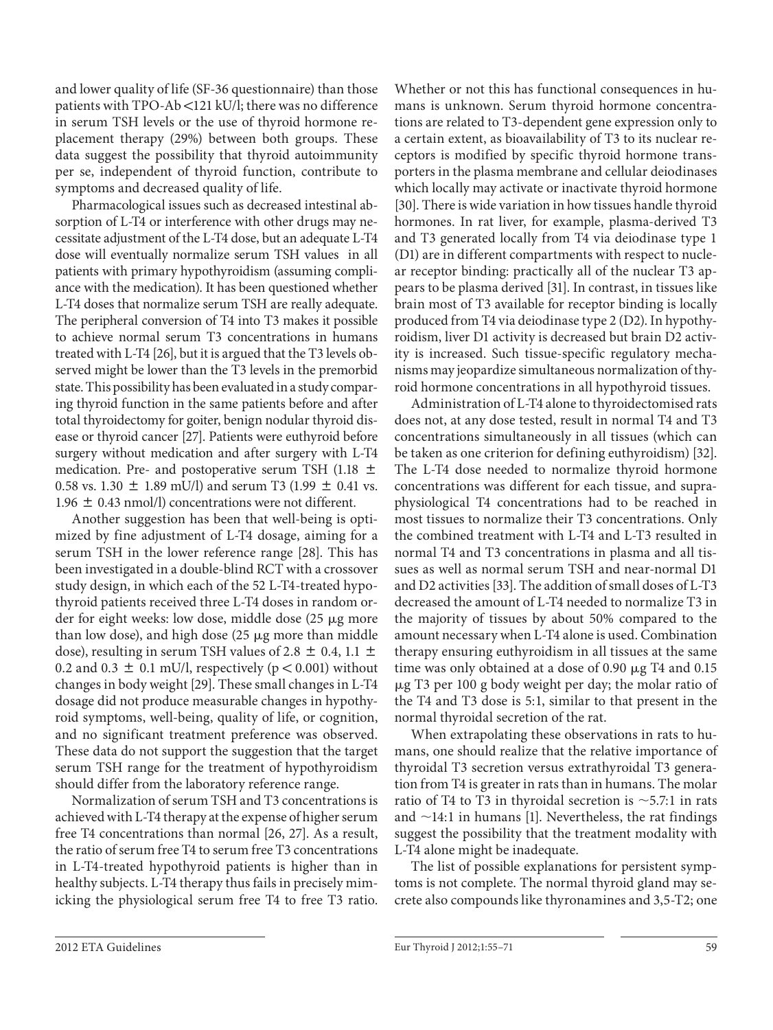and lower quality of life (SF-36 questionnaire) than those patients with TPO-Ab <121 kU/l; there was no difference in serum TSH levels or the use of thyroid hormone replacement therapy (29%) between both groups. These data suggest the possibility that thyroid autoimmunity per se, independent of thyroid function, contribute to symptoms and decreased quality of life.

Pharmacological issues such as decreased intestinal absorption of L-T4 or interference with other drugs may necessitate adjustment of the L-T4 dose, but an adequate L-T4 dose will eventually normalize serum TSH values in all patients with primary hypothyroidism (assuming compliance with the medication). It has been questioned whether L-T4 doses that normalize serum TSH are really adequate. The peripheral conversion of T4 into T3 makes it possible to achieve normal serum T3 concentrations in humans treated with L-T4 [26], but it is argued that the T3 levels observed might be lower than the T3 levels in the premorbid state. This possibility has been evaluated in a study comparing thyroid function in the same patients before and after total thyroidectomy for goiter, benign nodular thyroid disease or thyroid cancer [27]. Patients were euthyroid before surgery without medication and after surgery with L-T4 medication. Pre- and postoperative serum TSH (1.18 ± 0.58 vs. 1.30 ± 1.89 mU/l) and serum T3 (1.99 ± 0.41 vs. 1.96 ± 0.43 nmol/l) concentrations were not different.

Another suggestion has been that well-being is optimized by fine adjustment of L-T4 dosage, aiming for a serum TSH in the lower reference range [28]. This has been investigated in a double-blind RCT with a crossover study design, in which each of the 52 L-T4-treated hypothyroid patients received three L-T4 doses in random order for eight weeks: low dose, middle dose (25 μg more than low dose), and high dose (25 μg more than middle dose), resulting in serum TSH values of 2.8 ± 0.4, 1.1 ± 0.2 and 0.3 ± 0.1 mU/l, respectively ($p < 0.001$) without changes in body weight [29]. These small changes in L-T4 dosage did not produce measurable changes in hypothyroid symptoms, well-being, quality of life, or cognition, and no significant treatment preference was observed. These data do not support the suggestion that the target serum TSH range for the treatment of hypothyroidism should differ from the laboratory reference range.

Normalization of serum TSH and T3 concentrations is achieved with L-T4 therapy at the expense of higher serum free T4 concentrations than normal [26, 27]. As a result, the ratio of serum free T4 to serum free T3 concentrations in L-T4-treated hypothyroid patients is higher than in healthy subjects. L-T4 therapy thus fails in precisely mimicking the physiological serum free T4 to free T3 ratio. Whether or not this has functional consequences in humans is unknown. Serum thyroid hormone concentrations are related to T3-dependent gene expression only to a certain extent, as bioavailability of T3 to its nuclear receptors is modified by specific thyroid hormone transporters in the plasma membrane and cellular deiodinases which locally may activate or inactivate thyroid hormone [30]. There is wide variation in how tissues handle thyroid hormones. In rat liver, for example, plasma-derived T3 and T3 generated locally from T4 via deiodinase type 1 (D1) are in different compartments with respect to nuclear receptor binding: practically all of the nuclear T3 appears to be plasma derived [31]. In contrast, in tissues like brain most of T3 available for receptor binding is locally produced from T4 via deiodinase type 2 (D2). In hypothyroidism, liver D1 activity is decreased but brain D2 activity is increased. Such tissue-specific regulatory mechanisms may jeopardize simultaneous normalization of thyroid hormone concentrations in all hypothyroid tissues.

Administration of L-T4 alone to thyroidectomised rats does not, at any dose tested, result in normal T4 and T3 concentrations simultaneously in all tissues (which can be taken as one criterion for defining euthyroidism) [32]. The L-T4 dose needed to normalize thyroid hormone concentrations was different for each tissue, and supraphysiological T4 concentrations had to be reached in most tissues to normalize their T3 concentrations. Only the combined treatment with L-T4 and L-T3 resulted in normal T4 and T3 concentrations in plasma and all tissues as well as normal serum TSH and near-normal D1 and D2 activities [33]. The addition of small doses of L-T3 decreased the amount of L-T4 needed to normalize T3 in the majority of tissues by about 50% compared to the amount necessary when L-T4 alone is used. Combination therapy ensuring euthyroidism in all tissues at the same time was only obtained at a dose of 0.90 μg T4 and 0.15 μg T3 per 100 g body weight per day; the molar ratio of the T4 and T3 dose is 5:1, similar to that present in the normal thyroidal secretion of the rat.

When extrapolating these observations in rats to humans, one should realize that the relative importance of thyroidal T3 secretion versus extrathyroidal T3 generation from T4 is greater in rats than in humans. The molar ratio of T4 to T3 in thyroidal secretion is ~5.7:1 in rats and ~14:1 in humans [1]. Nevertheless, the rat findings suggest the possibility that the treatment modality with L-T4 alone might be inadequate.

The list of possible explanations for persistent symptoms is not complete. The normal thyroid gland may secrete also compounds like thyronamines and 3,5-T2; one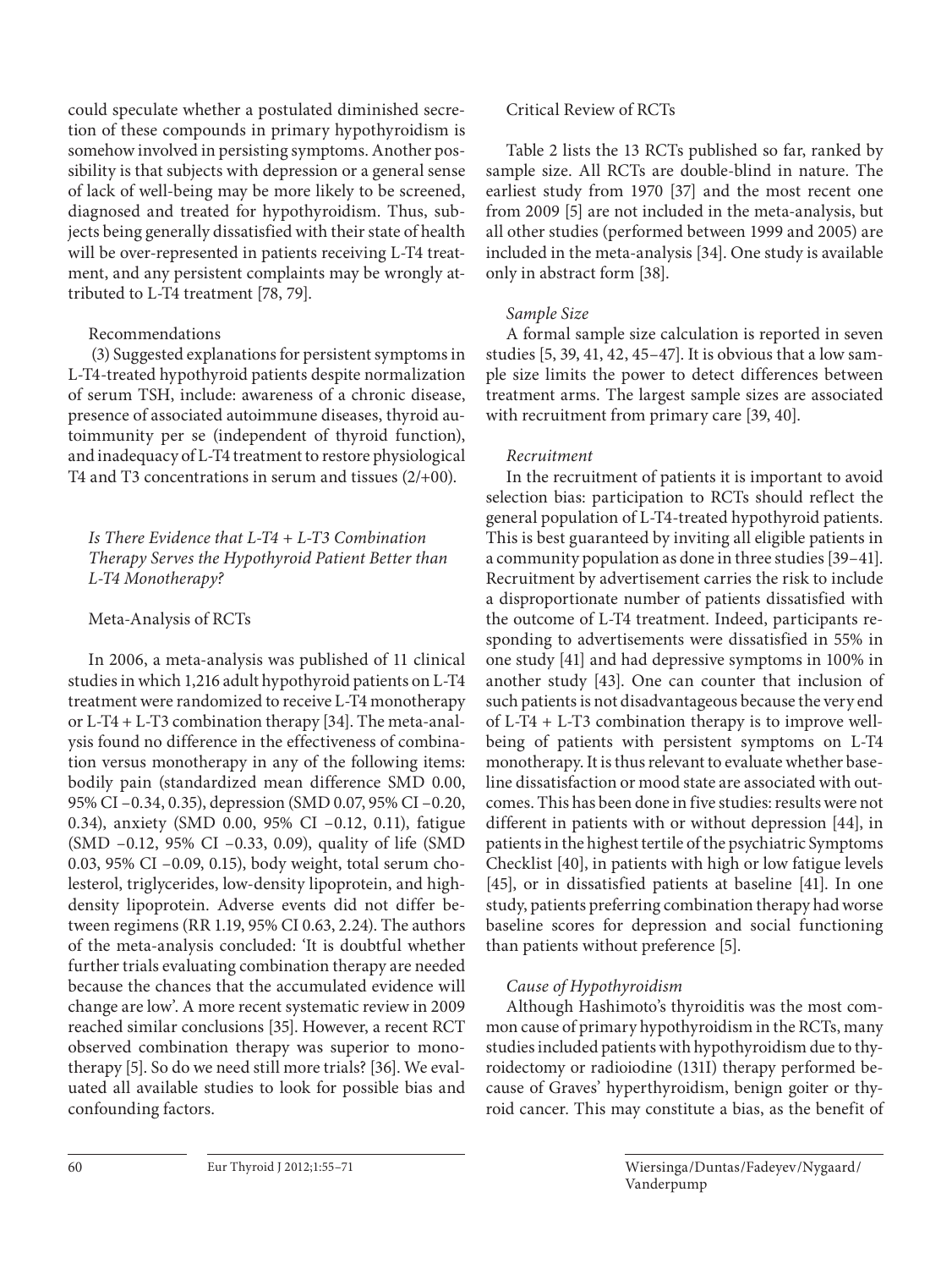could speculate whether a postulated diminished secretion of these compounds in primary hypothyroidism is somehow involved in persisting symptoms. Another possibility is that subjects with depression or a general sense of lack of well-being may be more likely to be screened, diagnosed and treated for hypothyroidism. Thus, subjects being generally dissatisfied with their state of health will be over-represented in patients receiving L-T4 treatment, and any persistent complaints may be wrongly attributed to L-T4 treatment [78, 79].

Recommendations

(3) Suggested explanations for persistent symptoms in L-T4-treated hypothyroid patients despite normalization of serum TSH, include: awareness of a chronic disease, presence of associated autoimmune diseases, thyroid autoimmunity per se (independent of thyroid function), and inadequacy of L-T4 treatment to restore physiological T4 and T3 concentrations in serum and tissues (2/+00).

### *Is There Evidence that L-T4 + L-T3 Combination Therapy Serves the Hypothyroid Patient Better than L-T4 Monotherapy?*

Meta-Analysis of RCTs

In 2006, a meta-analysis was published of 11 clinical studies in which 1,216 adult hypothyroid patients on L-T4 treatment were randomized to receive L-T4 monotherapy or L-T4 + L-T3 combination therapy [34]. The meta-analysis found no difference in the effectiveness of combination versus monotherapy in any of the following items: bodily pain (standardized mean difference SMD 0.00, 95% CI –0.34, 0.35), depression (SMD 0.07, 95% CI –0.20, 0.34), anxiety (SMD 0.00, 95% CI –0.12, 0.11), fatigue (SMD –0.12, 95% CI –0.33, 0.09), quality of life (SMD 0.03, 95% CI –0.09, 0.15), body weight, total serum cholesterol, triglycerides, low-density lipoprotein, and high-density lipoprotein. Adverse events did not differ between regimens (RR 1.19, 95% CI 0.63, 2.24). The authors of the meta-analysis concluded: 'It is doubtful whether further trials evaluating combination therapy are needed because the chances that the accumulated evidence will change are low'. A more recent systematic review in 2009 reached similar conclusions [35]. However, a recent RCT observed combination therapy was superior to monotherapy [5]. So do we need still more trials? [36]. We evaluated all available studies to look for possible bias and confounding factors.

Critical Review of RCTs

Table 2 lists the 13 RCTs published so far, ranked by sample size. All RCTs are double-blind in nature. The earliest study from 1970 [37] and the most recent one from 2009 [5] are not included in the meta-analysis, but all other studies (performed between 1999 and 2005) are included in the meta-analysis [34]. One study is available only in abstract form [38].

*Sample Size*

A formal sample size calculation is reported in seven studies [5, 39, 41, 42, 45–47]. It is obvious that a low sample size limits the power to detect differences between treatment arms. The largest sample sizes are associated with recruitment from primary care [39, 40].

*Recruitment*

In the recruitment of patients it is important to avoid selection bias: participation to RCTs should reflect the general population of L-T4-treated hypothyroid patients. This is best guaranteed by inviting all eligible patients in a community population as done in three studies [39–41]. Recruitment by advertisement carries the risk to include a disproportionate number of patients dissatisfied with the outcome of L-T4 treatment. Indeed, participants responding to advertisements were dissatisfied in 55% in one study [41] and had depressive symptoms in 100% in another study [43]. One can counter that inclusion of such patients is not disadvantageous because the very end of L-T4 + L-T3 combination therapy is to improve well-being of patients with persistent symptoms on L-T4 monotherapy. It is thus relevant to evaluate whether baseline dissatisfaction or mood state are associated with outcomes. This has been done in five studies: results were not different in patients with or without depression [44], in patients in the highest tertile of the psychiatric Symptoms Checklist [40], in patients with high or low fatigue levels [45], or in dissatisfied patients at baseline [41]. In one study, patients preferring combination therapy had worse baseline scores for depression and social functioning than patients without preference [5].

*Cause of Hypothyroidism*

Although Hashimoto's thyroiditis was the most common cause of primary hypothyroidism in the RCTs, many studies included patients with hypothyroidism due to thyroidectomy or radioiodine (131I) therapy performed because of Graves' hyperthyroidism, benign goiter or thyroid cancer. This may constitute a bias, as the benefit of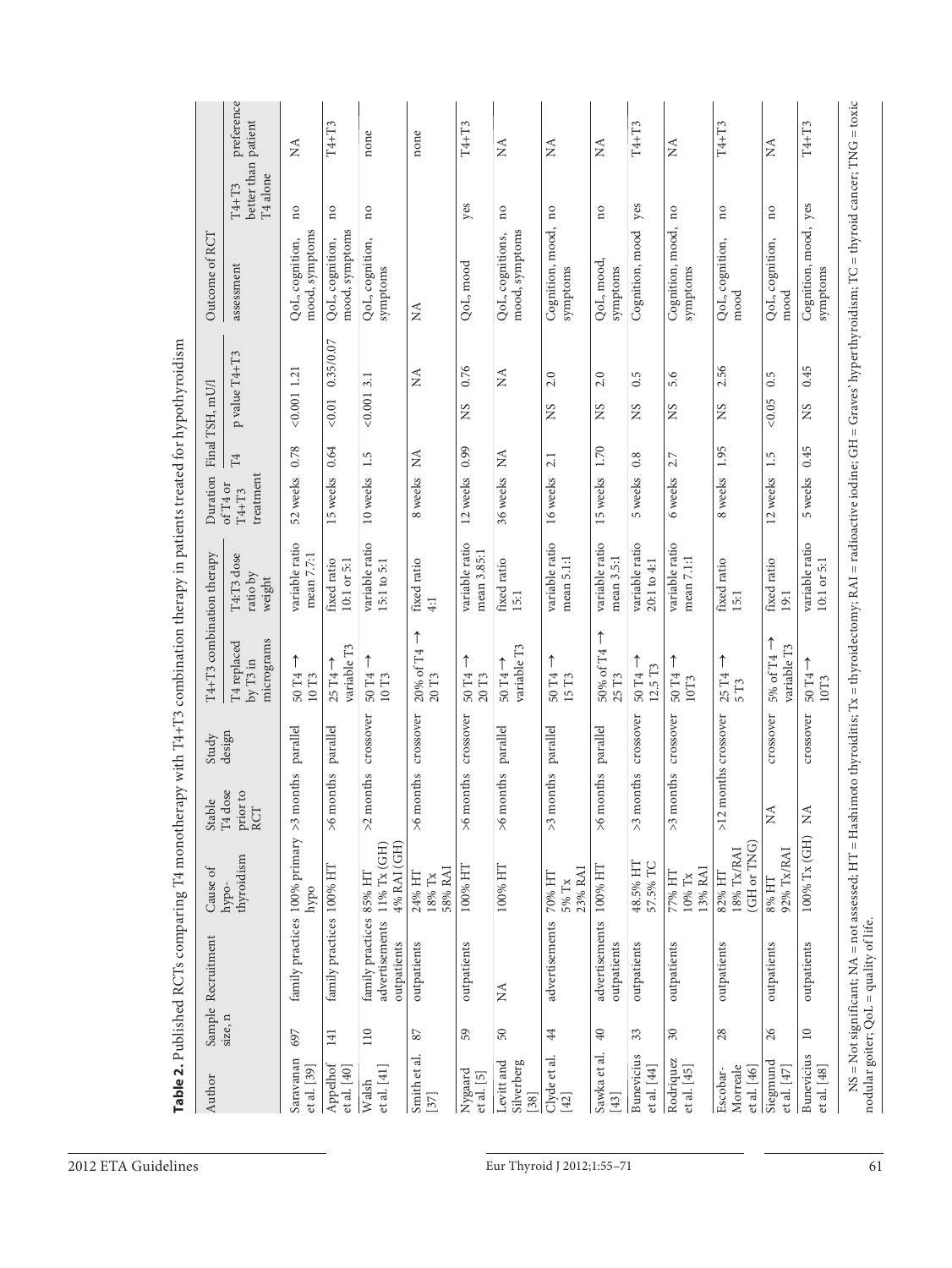**Table 2.** Published RCTs comparing T4 monotherapy with T4+T3 combination therapy in patients treated for hypothyroidism

| Author | Sample size, n | Recruitment | Cause of hypo-thyroidism | Stable T4 dose prior to RCT | Study design | T4+T3 combination therapy | | Duration of T4 or T4+T3 treatment | Final TSH, mU/l | | | Outcome of RCT | | |
|---|---|---|---|---|---|---|---|---|---|---|---|---|---|---|
| | | | | | | T4 replaced by T3 in micrograms | T4:T3 dose ratio by weight | | T4 | p value | T4+T3 | assessment | T4+T3 better than T4 alone | patient preference |
| Saravanan et al. [39] | 697 | family practices | 100% primary hypo | >3 months | parallel | 50 T4 → 10 T3 | variable ratio mean 7.7:1 | 52 weeks | 0.78 | <0.001 | 1.21 | QoL, cognition, mood, symptoms | no | NA |
| Appelhof et al. [40] | 141 | family practices | 100% HT | >6 months | parallel | 25 T4 → variable T3 | fixed ratio 10:1 or 5:1 | 15 weeks | 0.64 | <0.01 | 0.35/0.07 | QoL, cognition, mood, symptoms | no | T4+T3 |
| Walsh et al. [41] | 110 | family practices advertisements outpatients | 85% HT 11% Tx (GH) 4% RAI (GH) | >2 months | crossover | 50 T4 → 10 T3 | variable ratio 15:1 to 5:1 | 10 weeks | 1.5 | <0.001 | 3.1 | QoL, cognition, symptoms | no | none |
| Smith et al. [37] | 87 | outpatients | 24% HT 18% Tx 58% RAI | >6 months | crossover | 20% of T4 → 20 T3 | fixed ratio 4:1 | 8 weeks | NA | | NA | NA | | none |
| Nygaard et al. [5] | 59 | outpatients | 100% HT | >6 months | crossover | 50 T4 → 20 T3 | variable ratio mean 3.85:1 | 12 weeks | 0.99 | NS | 0.76 | QoL, mood | yes | T4+T3 |
| Levitt and Silverberg [38] | 50 | NA | 100% HT | >6 months | parallel | 50 T4 → variable T3 | fixed ratio 15:1 | 36 weeks | NA | | NA | QoL, cognitions, mood, symptoms | no | NA |
| Clyde et al. [42] | 44 | advertisements | 70% HT 5% Tx 23% RAI | >3 months | parallel | 50 T4 → 15 T3 | variable ratio mean 5.1:1 | 16 weeks | 2.1 | NS | 2.0 | Cognition, mood, symptoms | no | NA |
| Sawka et al. [43] | 40 | advertisements outpatients | 100% HT | >6 months | parallel | 50% of T4 → 25 T3 | variable ratio mean 3.5:1 | 15 weeks | 1.70 | NS | 2.0 | QoL, mood, symptoms | no | NA |
| Bunevicius et al. [44] | 33 | outpatients | 48.5% HT 57.5% TC | >3 months | crossover | 50 T4 → 12.5 T3 | variable ratio 20:1 to 4:1 | 5 weeks | 0.8 | NS | 0.5 | Cognition, mood | yes | T4+T3 |
| Rodriquez et al. [45] | 30 | outpatients | 77% HT 10% Tx 13% RAI | >3 months | crossover | 50 T4 → 10T3 | variable ratio mean 7.1:1 | 6 weeks | 2.7 | NS | 5.6 | Cognition, mood, symptoms | no | NA |
| Escobar-Morreale et al. [46] | 28 | outpatients | 82% HT 18% Tx/RAI (GH or TNG) | >12 months | crossover | 25 T4 → 5 T3 | fixed ratio 15:1 | 8 weeks | 1.95 | NS | 2.56 | QoL, cognition, mood | no | T4+T3 |
| Siegmund et al. [47] | 26 | outpatients | 8% HT 92% Tx/RAI | NA | crossover | 5% of T4 → variable T3 | fixed ratio 19:1 | 12 weeks | 1.5 | <0.05 | 0.5 | QoL, cognition, mood | no | NA |
| Bunevicius et al. [48] | 10 | outpatients | 100% Tx (GH) | NA | crossover | 50 T4 → 10T3 | variable ratio 10:1 or 5:1 | 5 weeks | 0.45 | NS | 0.45 | Cognition, mood, symptoms | yes | T4+T3 |

NS = Not significant; NA = not assessed; HT = Hashimoto thyroiditis; Tx = thyroidectomy; RAI = radioactive iodine; GH = Graves' hyperthyroidism; TC = thyroid cancer; TNG = toxic nodular goiter; QoL = quality of life.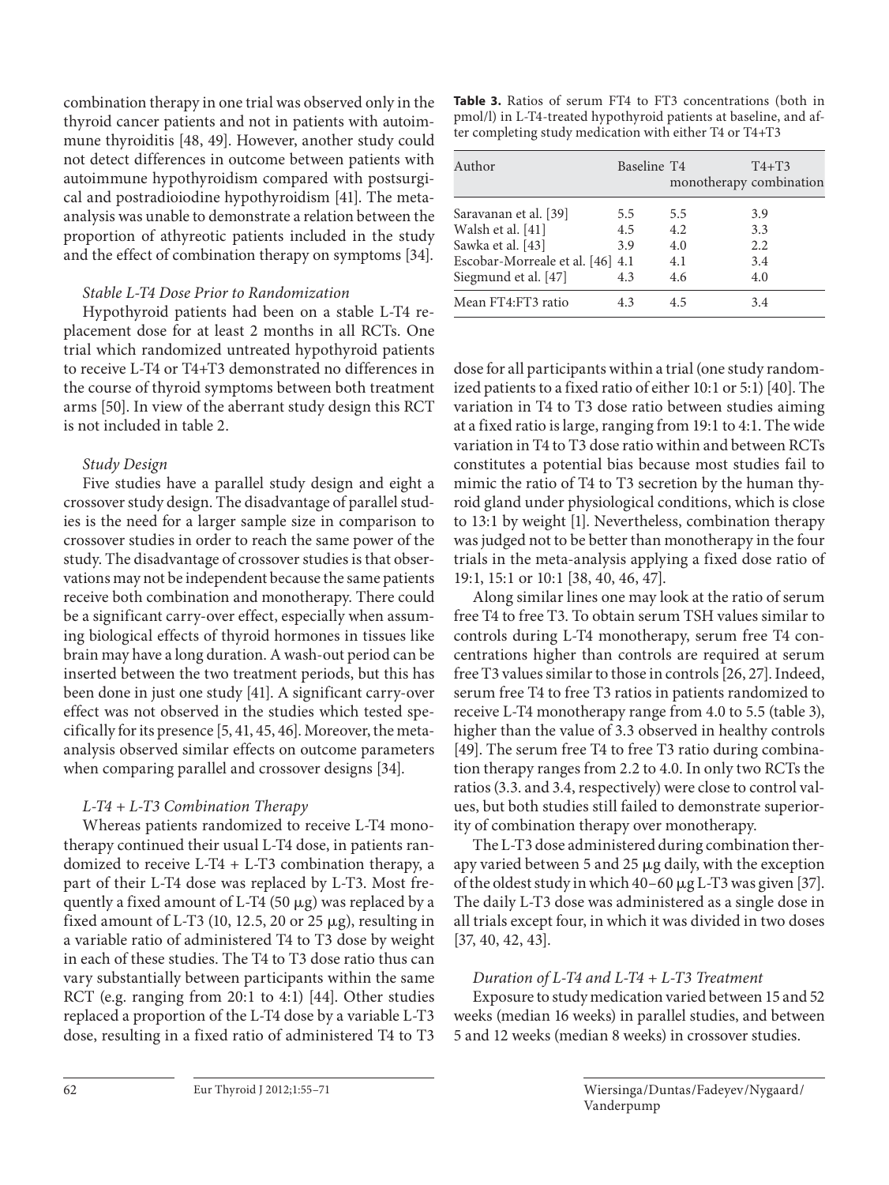combination therapy in one trial was observed only in the thyroid cancer patients and not in patients with autoimmune thyroiditis [48, 49]. However, another study could not detect differences in outcome between patients with autoimmune hypothyroidism compared with postsurgical and postradioiodine hypothyroidism [41]. The meta-analysis was unable to demonstrate a relation between the proportion of athyreotic patients included in the study and the effect of combination therapy on symptoms [34].

*Stable L-T4 Dose Prior to Randomization*

Hypothyroid patients had been on a stable L-T4 replacement dose for at least 2 months in all RCTs. One trial which randomized untreated hypothyroid patients to receive L-T4 or T4+T3 demonstrated no differences in the course of thyroid symptoms between both treatment arms [50]. In view of the aberrant study design this RCT is not included in table 2.

*Study Design*

Five studies have a parallel study design and eight a crossover study design. The disadvantage of parallel studies is the need for a larger sample size in comparison to crossover studies in order to reach the same power of the study. The disadvantage of crossover studies is that observations may not be independent because the same patients receive both combination and monotherapy. There could be a significant carry-over effect, especially when assuming biological effects of thyroid hormones in tissues like brain may have a long duration. A wash-out period can be inserted between the two treatment periods, but this has been done in just one study [41]. A significant carry-over effect was not observed in the studies which tested specifically for its presence [5, 41, 45, 46]. Moreover, the meta-analysis observed similar effects on outcome parameters when comparing parallel and crossover designs [34].

*L-T4 + L-T3 Combination Therapy*

Whereas patients randomized to receive L-T4 monotherapy continued their usual L-T4 dose, in patients randomized to receive L-T4 + L-T3 combination therapy, a part of their L-T4 dose was replaced by L-T3. Most frequently a fixed amount of L-T4 (50 μg) was replaced by a fixed amount of L-T3 (10, 12.5, 20 or 25 μg), resulting in a variable ratio of administered T4 to T3 dose by weight in each of these studies. The T4 to T3 dose ratio thus can vary substantially between participants within the same RCT (e.g. ranging from 20:1 to 4:1) [44]. Other studies replaced a proportion of the L-T4 dose by a variable L-T3 dose, resulting in a fixed ratio of administered T4 to T3 dose for all participants within a trial (one study randomized patients to a fixed ratio of either 10:1 or 5:1) [40]. The variation in T4 to T3 dose ratio between studies aiming at a fixed ratio is large, ranging from 19:1 to 4:1. The wide variation in T4 to T3 dose ratio within and between RCTs constitutes a potential bias because most studies fail to mimic the ratio of T4 to T3 secretion by the human thyroid gland under physiological conditions, which is close to 13:1 by weight [1]. Nevertheless, combination therapy was judged not to be better than monotherapy in the four trials in the meta-analysis applying a fixed dose ratio of 19:1, 15:1 or 10:1 [38, 40, 46, 47].

**Table 3.** Ratios of serum FT4 to FT3 concentrations (both in pmol/l) in L-T4-treated hypothyroid patients at baseline, and after completing study medication with either T4 or T4+T3

| Author | Baseline | T4 monotherapy | T4+T3 combination |
|---|---|---|---|
| Saravanan et al. [39] | 5.5 | 5.5 | 3.9 |
| Walsh et al. [41] | 4.5 | 4.2 | 3.3 |
| Sawka et al. [43] | 3.9 | 4.0 | 2.2 |
| Escobar-Morreale et al. [46] | 4.1 | 4.1 | 3.4 |
| Siegmund et al. [47] | 4.3 | 4.6 | 4.0 |
| Mean FT4:FT3 ratio | 4.3 | 4.5 | 3.4 |

Along similar lines one may look at the ratio of serum free T4 to free T3. To obtain serum TSH values similar to controls during L-T4 monotherapy, serum free T4 concentrations higher than controls are required at serum free T3 values similar to those in controls [26, 27]. Indeed, serum free T4 to free T3 ratios in patients randomized to receive L-T4 monotherapy range from 4.0 to 5.5 (table 3), higher than the value of 3.3 observed in healthy controls [49]. The serum free T4 to free T3 ratio during combination therapy ranges from 2.2 to 4.0. In only two RCTs the ratios (3.3. and 3.4, respectively) were close to control values, but both studies still failed to demonstrate superiority of combination therapy over monotherapy.

The L-T3 dose administered during combination therapy varied between 5 and 25 μg daily, with the exception of the oldest study in which 40–60 μg L-T3 was given [37]. The daily L-T3 dose was administered as a single dose in all trials except four, in which it was divided in two doses [37, 40, 42, 43].

*Duration of L-T4 and L-T4 + L-T3 Treatment*

Exposure to study medication varied between 15 and 52 weeks (median 16 weeks) in parallel studies, and between 5 and 12 weeks (median 8 weeks) in crossover studies.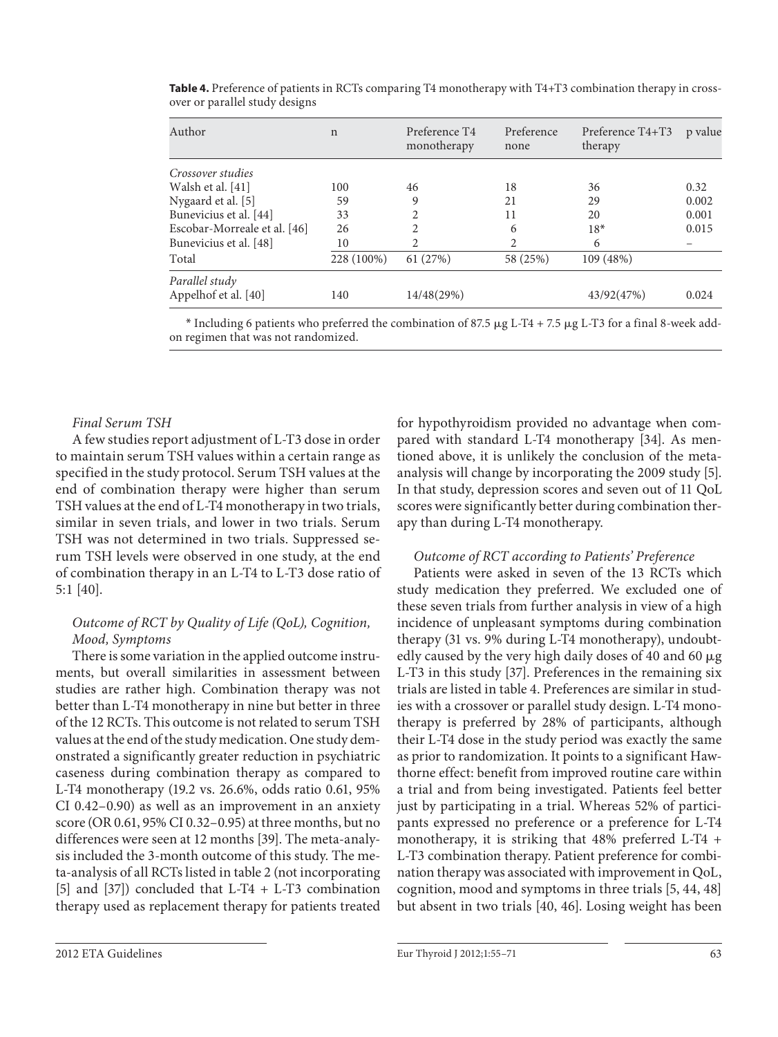**Table 4.** Preference of patients in RCTs comparing T4 monotherapy with T4+T3 combination therapy in crossover or parallel study designs

| Author | n | Preference T4 monotherapy | Preference none | Preference T4+T3 therapy | p value |
|---|---|---|---|---|---|
| *Crossover studies* | | | | | |
| Walsh et al. [41] | 100 | 46 | 18 | 36 | 0.32 |
| Nygaard et al. [5] | 59 | 9 | 21 | 29 | 0.002 |
| Bunevicius et al. [44] | 33 | 2 | 11 | 20 | 0.001 |
| Escobar-Morreale et al. [46] | 26 | 2 | 6 | 18* | 0.015 |
| Bunevicius et al. [48] | 10 | 2 | 2 | 6 | – |
| Total | 228 (100%) | 61 (27%) | 58 (25%) | 109 (48%) | |
| *Parallel study* | | | | | |
| Appelhof et al. [40] | 140 | 14/48(29%) | | 43/92(47%) | 0.024 |

\* Including 6 patients who preferred the combination of 87.5 μg L-T4 + 7.5 μg L-T3 for a final 8-week add-on regimen that was not randomized.

*Final Serum TSH*

A few studies report adjustment of L-T3 dose in order to maintain serum TSH values within a certain range as specified in the study protocol. Serum TSH values at the end of combination therapy were higher than serum TSH values at the end of L-T4 monotherapy in two trials, similar in seven trials, and lower in two trials. Serum TSH was not determined in two trials. Suppressed serum TSH levels were observed in one study, at the end of combination therapy in an L-T4 to L-T3 dose ratio of 5:1 [40].

*Outcome of RCT by Quality of Life (QoL), Cognition, Mood, Symptoms*

There is some variation in the applied outcome instruments, but overall similarities in assessment between studies are rather high. Combination therapy was not better than L-T4 monotherapy in nine but better in three of the 12 RCTs. This outcome is not related to serum TSH values at the end of the study medication. One study demonstrated a significantly greater reduction in psychiatric caseness during combination therapy as compared to L-T4 monotherapy (19.2 vs. 26.6%, odds ratio 0.61, 95% CI 0.42–0.90) as well as an improvement in an anxiety score (OR 0.61, 95% CI 0.32–0.95) at three months, but no differences were seen at 12 months [39]. The meta-analysis included the 3-month outcome of this study. The meta-analysis of all RCTs listed in table 2 (not incorporating [5] and [37]) concluded that L-T4 + L-T3 combination therapy used as replacement therapy for patients treated for hypothyroidism provided no advantage when compared with standard L-T4 monotherapy [34]. As mentioned above, it is unlikely the conclusion of the meta-analysis will change by incorporating the 2009 study [5]. In that study, depression scores and seven out of 11 QoL scores were significantly better during combination therapy than during L-T4 monotherapy.

*Outcome of RCT according to Patients' Preference*

Patients were asked in seven of the 13 RCTs which study medication they preferred. We excluded one of these seven trials from further analysis in view of a high incidence of unpleasant symptoms during combination therapy (31 vs. 9% during L-T4 monotherapy), undoubtedly caused by the very high daily doses of 40 and 60 μg L-T3 in this study [37]. Preferences in the remaining six trials are listed in table 4. Preferences are similar in studies with a crossover or parallel study design. L-T4 monotherapy is preferred by 28% of participants, although their L-T4 dose in the study period was exactly the same as prior to randomization. It points to a significant Hawthorne effect: benefit from improved routine care within a trial and from being investigated. Patients feel better just by participating in a trial. Whereas 52% of participants expressed no preference or a preference for L-T4 monotherapy, it is striking that 48% preferred L-T4 + L-T3 combination therapy. Patient preference for combination therapy was associated with improvement in QoL, cognition, mood and symptoms in three trials [5, 44, 48] but absent in two trials [40, 46]. Losing weight has been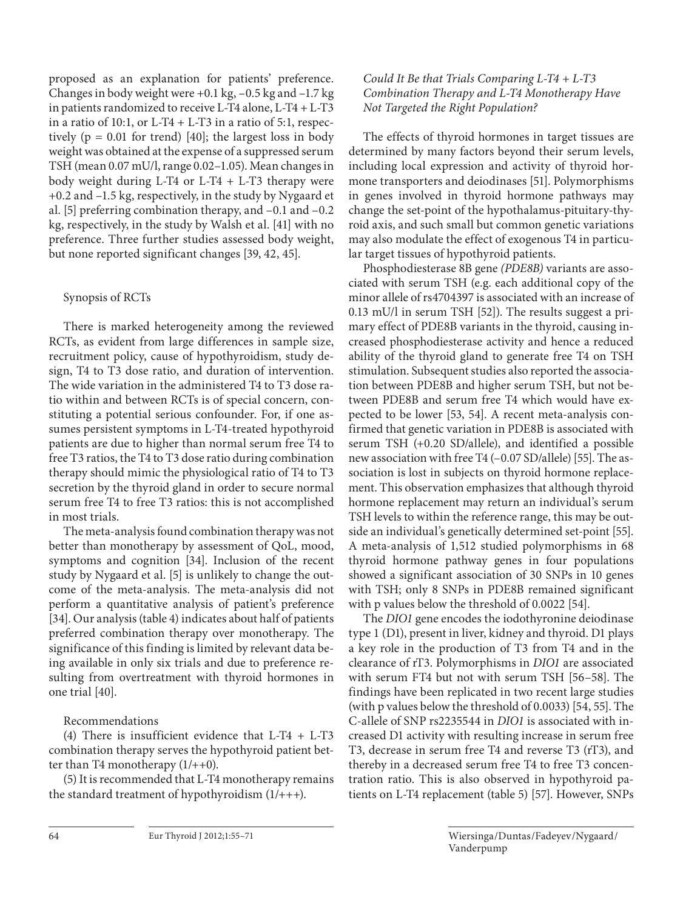proposed as an explanation for patients' preference. Changes in body weight were +0.1 kg, –0.5 kg and –1.7 kg in patients randomized to receive L-T4 alone, L-T4 + L-T3 in a ratio of 10:1, or L-T4 + L-T3 in a ratio of 5:1, respectively ($p = 0.01$ for trend) [40]; the largest loss in body weight was obtained at the expense of a suppressed serum TSH (mean 0.07 mU/l, range 0.02–1.05). Mean changes in body weight during L-T4 or L-T4 + L-T3 therapy were +0.2 and –1.5 kg, respectively, in the study by Nygaard et al. [5] preferring combination therapy, and –0.1 and –0.2 kg, respectively, in the study by Walsh et al. [41] with no preference. Three further studies assessed body weight, but none reported significant changes [39, 42, 45].

### Synopsis of RCTs

There is marked heterogeneity among the reviewed RCTs, as evident from large differences in sample size, recruitment policy, cause of hypothyroidism, study design, T4 to T3 dose ratio, and duration of intervention. The wide variation in the administered T4 to T3 dose ratio within and between RCTs is of special concern, constituting a potential serious confounder. For, if one assumes persistent symptoms in L-T4-treated hypothyroid patients are due to higher than normal serum free T4 to free T3 ratios, the T4 to T3 dose ratio during combination therapy should mimic the physiological ratio of T4 to T3 secretion by the thyroid gland in order to secure normal serum free T4 to free T3 ratios: this is not accomplished in most trials.

The meta-analysis found combination therapy was not better than monotherapy by assessment of QoL, mood, symptoms and cognition [34]. Inclusion of the recent study by Nygaard et al. [5] is unlikely to change the outcome of the meta-analysis. The meta-analysis did not perform a quantitative analysis of patient's preference [34]. Our analysis (table 4) indicates about half of patients preferred combination therapy over monotherapy. The significance of this finding is limited by relevant data being available in only six trials and due to preference resulting from overtreatment with thyroid hormones in one trial [40].

### Recommendations

(4) There is insufficient evidence that L-T4 + L-T3 combination therapy serves the hypothyroid patient better than T4 monotherapy (1/++0).

(5) It is recommended that L-T4 monotherapy remains the standard treatment of hypothyroidism (1/+++).

### *Could It Be that Trials Comparing L-T4 + L-T3 Combination Therapy and L-T4 Monotherapy Have Not Targeted the Right Population?*

The effects of thyroid hormones in target tissues are determined by many factors beyond their serum levels, including local expression and activity of thyroid hormone transporters and deiodinases [51]. Polymorphisms in genes involved in thyroid hormone pathways may change the set-point of the hypothalamus-pituitary-thyroid axis, and such small but common genetic variations may also modulate the effect of exogenous T4 in particular target tissues of hypothyroid patients.

Phosphodiesterase 8B gene *(PDE8B)* variants are associated with serum TSH (e.g. each additional copy of the minor allele of rs4704397 is associated with an increase of 0.13 mU/l in serum TSH [52]). The results suggest a primary effect of PDE8B variants in the thyroid, causing increased phosphodiesterase activity and hence a reduced ability of the thyroid gland to generate free T4 on TSH stimulation. Subsequent studies also reported the association between PDE8B and higher serum TSH, but not between PDE8B and serum free T4 which would have expected to be lower [53, 54]. A recent meta-analysis confirmed that genetic variation in PDE8B is associated with serum TSH (+0.20 SD/allele), and identified a possible new association with free T4 (–0.07 SD/allele) [55]. The association is lost in subjects on thyroid hormone replacement. This observation emphasizes that although thyroid hormone replacement may return an individual's serum TSH levels to within the reference range, this may be outside an individual's genetically determined set-point [55]. A meta-analysis of 1,512 studied polymorphisms in 68 thyroid hormone pathway genes in four populations showed a significant association of 30 SNPs in 10 genes with TSH; only 8 SNPs in PDE8B remained significant with p values below the threshold of 0.0022 [54].

The *DIO1* gene encodes the iodothyronine deiodinase type 1 (D1), present in liver, kidney and thyroid. D1 plays a key role in the production of T3 from T4 and in the clearance of rT3. Polymorphisms in *DIO1* are associated with serum FT4 but not with serum TSH [56–58]. The findings have been replicated in two recent large studies (with p values below the threshold of 0.0033) [54, 55]. The C-allele of SNP rs2235544 in *DIO1* is associated with increased D1 activity with resulting increase in serum free T3, decrease in serum free T4 and reverse T3 (rT3), and thereby in a decreased serum free T4 to free T3 concentration ratio. This is also observed in hypothyroid patients on L-T4 replacement (table 5) [57]. However, SNPs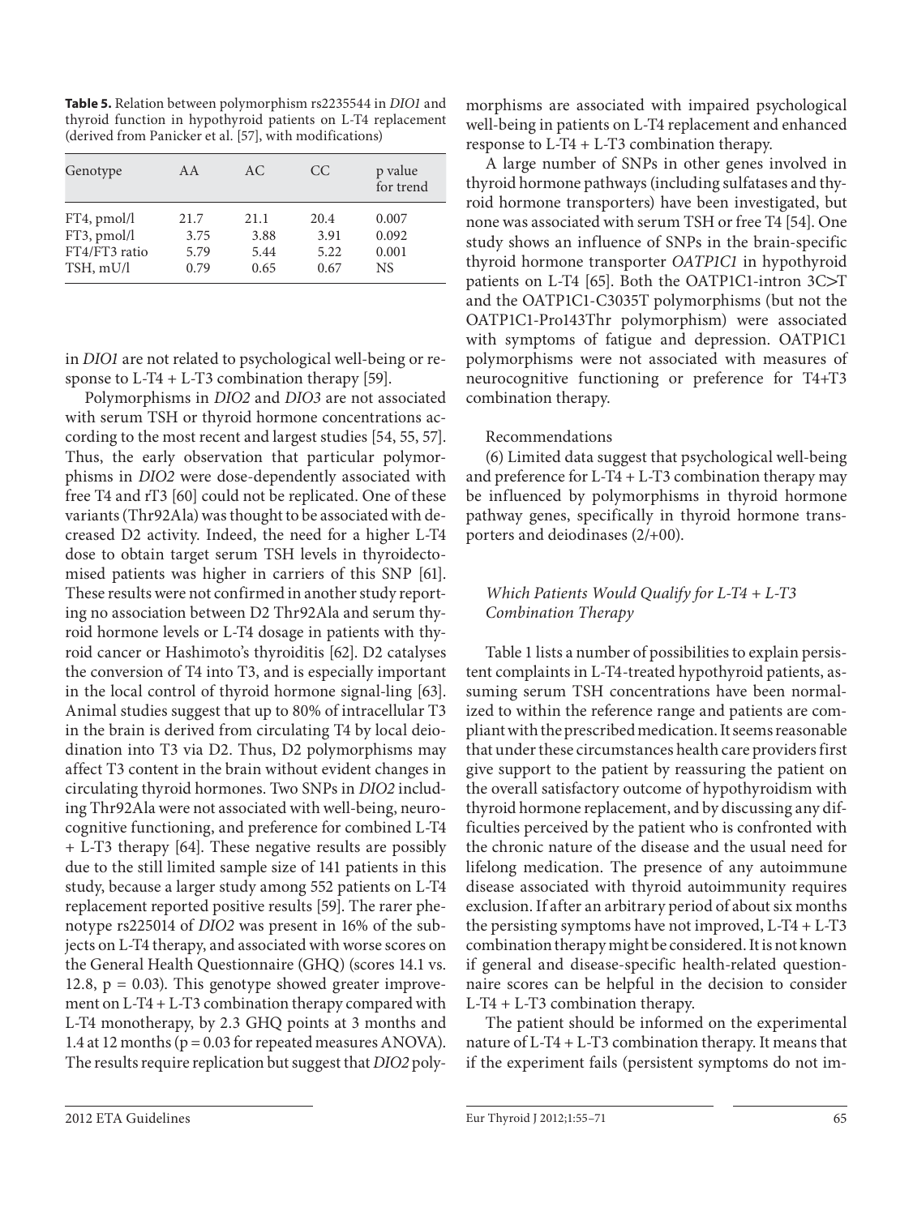**Table 5.** Relation between polymorphism rs2235544 in *DIO1* and thyroid function in hypothyroid patients on L-T4 replacement (derived from Panicker et al. [57], with modifications)

| Genotype | AA | AC | CC | p value for trend |
|---|---|---|---|---|
| FT4, pmol/l | 21.7 | 21.1 | 20.4 | 0.007 |
| FT3, pmol/l | 3.75 | 3.88 | 3.91 | 0.092 |
| FT4/FT3 ratio | 5.79 | 5.44 | 5.22 | 0.001 |
| TSH, mU/l | 0.79 | 0.65 | 0.67 | NS |

in *DIO1* are not related to psychological well-being or response to L-T4 + L-T3 combination therapy [59].

Polymorphisms in *DIO2* and *DIO3* are not associated with serum TSH or thyroid hormone concentrations according to the most recent and largest studies [54, 55, 57]. Thus, the early observation that particular polymorphisms in *DIO2* were dose-dependently associated with free T4 and rT3 [60] could not be replicated. One of these variants (Thr92Ala) was thought to be associated with decreased D2 activity. Indeed, the need for a higher L-T4 dose to obtain target serum TSH levels in thyroidectomised patients was higher in carriers of this SNP [61]. These results were not confirmed in another study reporting no association between D2 Thr92Ala and serum thyroid hormone levels or L-T4 dosage in patients with thyroid cancer or Hashimoto's thyroiditis [62]. D2 catalyses the conversion of T4 into T3, and is especially important in the local control of thyroid hormone signal-ling [63]. Animal studies suggest that up to 80% of intracellular T3 in the brain is derived from circulating T4 by local deiodination into T3 via D2. Thus, D2 polymorphisms may affect T3 content in the brain without evident changes in circulating thyroid hormones. Two SNPs in *DIO2* including Thr92Ala were not associated with well-being, neurocognitive functioning, and preference for combined L-T4 + L-T3 therapy [64]. These negative results are possibly due to the still limited sample size of 141 patients in this study, because a larger study among 552 patients on L-T4 replacement reported positive results [59]. The rarer phenotype rs225014 of *DIO2* was present in 16% of the subjects on L-T4 therapy, and associated with worse scores on the General Health Questionnaire (GHQ) (scores 14.1 vs. 12.8, $p = 0.03$). This genotype showed greater improvement on L-T4 + L-T3 combination therapy compared with L-T4 monotherapy, by 2.3 GHQ points at 3 months and 1.4 at 12 months ($p = 0.03$ for repeated measures ANOVA). The results require replication but suggest that *DIO2* polymorphisms are associated with impaired psychological well-being in patients on L-T4 replacement and enhanced response to L-T4 + L-T3 combination therapy.

A large number of SNPs in other genes involved in thyroid hormone pathways (including sulfatases and thyroid hormone transporters) have been investigated, but none was associated with serum TSH or free T4 [54]. One study shows an influence of SNPs in the brain-specific thyroid hormone transporter *OATP1C1* in hypothyroid patients on L-T4 [65]. Both the OATP1C1-intron 3C>T and the OATP1C1-C3035T polymorphisms (but not the OATP1C1-Pro143Thr polymorphism) were associated with symptoms of fatigue and depression. OATP1C1 polymorphisms were not associated with measures of neurocognitive functioning or preference for T4+T3 combination therapy.

Recommendations

(6) Limited data suggest that psychological well-being and preference for L-T4 + L-T3 combination therapy may be influenced by polymorphisms in thyroid hormone pathway genes, specifically in thyroid hormone transporters and deiodinases (2/+00).

### *Which Patients Would Qualify for L-T4 + L-T3 Combination Therapy*

Table 1 lists a number of possibilities to explain persistent complaints in L-T4-treated hypothyroid patients, assuming serum TSH concentrations have been normalized to within the reference range and patients are compliant with the prescribed medication. It seems reasonable that under these circumstances health care providers first give support to the patient by reassuring the patient on the overall satisfactory outcome of hypothyroidism with thyroid hormone replacement, and by discussing any difficulties perceived by the patient who is confronted with the chronic nature of the disease and the usual need for lifelong medication. The presence of any autoimmune disease associated with thyroid autoimmunity requires exclusion. If after an arbitrary period of about six months the persisting symptoms have not improved, L-T4 + L-T3 combination therapy might be considered. It is not known if general and disease-specific health-related questionnaire scores can be helpful in the decision to consider L-T4 + L-T3 combination therapy.

The patient should be informed on the experimental nature of L-T4 + L-T3 combination therapy. It means that if the experiment fails (persistent symptoms do not im-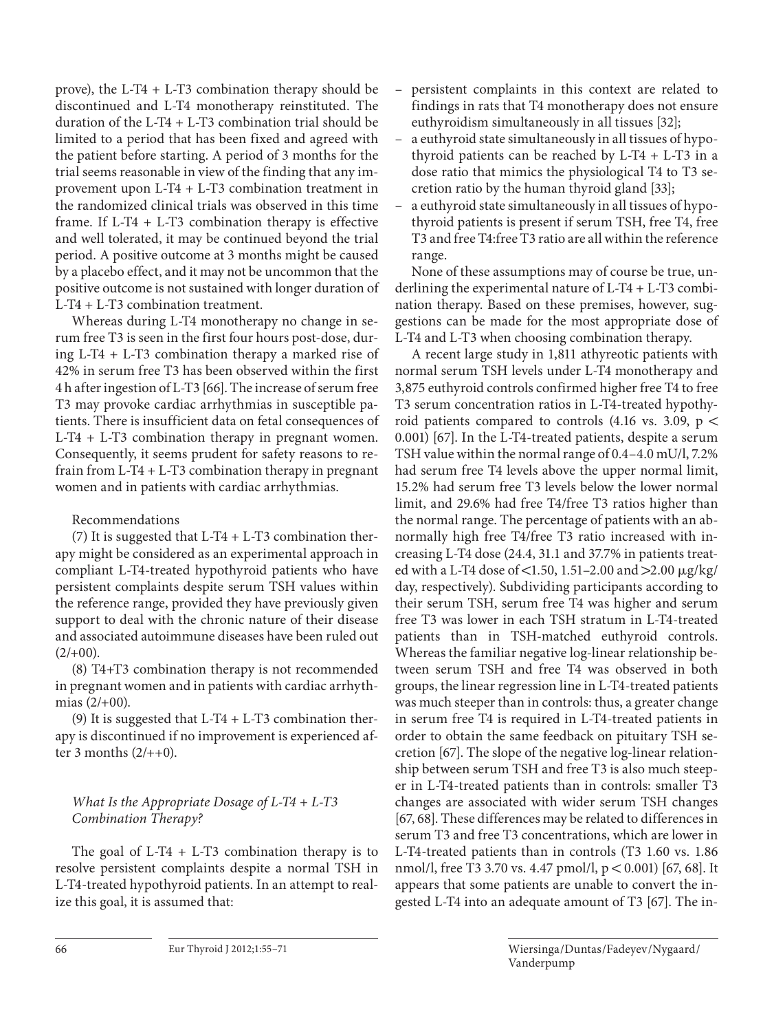prove), the L-T4 + L-T3 combination therapy should be discontinued and L-T4 monotherapy reinstituted. The duration of the L-T4 + L-T3 combination trial should be limited to a period that has been fixed and agreed with the patient before starting. A period of 3 months for the trial seems reasonable in view of the finding that any improvement upon L-T4 + L-T3 combination treatment in the randomized clinical trials was observed in this time frame. If L-T4 + L-T3 combination therapy is effective and well tolerated, it may be continued beyond the trial period. A positive outcome at 3 months might be caused by a placebo effect, and it may not be uncommon that the positive outcome is not sustained with longer duration of L-T4 + L-T3 combination treatment.

Whereas during L-T4 monotherapy no change in serum free T3 is seen in the first four hours post-dose, during L-T4 + L-T3 combination therapy a marked rise of 42% in serum free T3 has been observed within the first 4 h after ingestion of L-T3 [66]. The increase of serum free T3 may provoke cardiac arrhythmias in susceptible patients. There is insufficient data on fetal consequences of L-T4 + L-T3 combination therapy in pregnant women. Consequently, it seems prudent for safety reasons to refrain from L-T4 + L-T3 combination therapy in pregnant women and in patients with cardiac arrhythmias.

Recommendations

(7) It is suggested that L-T4 + L-T3 combination therapy might be considered as an experimental approach in compliant L-T4-treated hypothyroid patients who have persistent complaints despite serum TSH values within the reference range, provided they have previously given support to deal with the chronic nature of their disease and associated autoimmune diseases have been ruled out (2/+00).

(8) T4+T3 combination therapy is not recommended in pregnant women and in patients with cardiac arrhythmias (2/+00).

(9) It is suggested that L-T4 + L-T3 combination therapy is discontinued if no improvement is experienced after 3 months (2/++0).

### *What Is the Appropriate Dosage of L-T4 + L-T3 Combination Therapy?*

The goal of L-T4 + L-T3 combination therapy is to resolve persistent complaints despite a normal TSH in L-T4-treated hypothyroid patients. In an attempt to realize this goal, it is assumed that:

- persistent complaints in this context are related to findings in rats that T4 monotherapy does not ensure euthyroidism simultaneously in all tissues [32];
- a euthyroid state simultaneously in all tissues of hypothyroid patients can be reached by L-T4 + L-T3 in a dose ratio that mimics the physiological T4 to T3 secretion ratio by the human thyroid gland [33];
- a euthyroid state simultaneously in all tissues of hypothyroid patients is present if serum TSH, free T4, free T3 and free T4:free T3 ratio are all within the reference range.

None of these assumptions may of course be true, underlining the experimental nature of L-T4 + L-T3 combination therapy. Based on these premises, however, suggestions can be made for the most appropriate dose of L-T4 and L-T3 when choosing combination therapy.

A recent large study in 1,811 athyreotic patients with normal serum TSH levels under L-T4 monotherapy and 3,875 euthyroid controls confirmed higher free T4 to free T3 serum concentration ratios in L-T4-treated hypothyroid patients compared to controls (4.16 vs. 3.09, $p < 0.001$) [67]. In the L-T4-treated patients, despite a serum TSH value within the normal range of 0.4–4.0 mU/l, 7.2% had serum free T4 levels above the upper normal limit, 15.2% had serum free T3 levels below the lower normal limit, and 29.6% had free T4/free T3 ratios higher than the normal range. The percentage of patients with an abnormally high free T4/free T3 ratio increased with increasing L-T4 dose (24.4, 31.1 and 37.7% in patients treated with a L-T4 dose of <1.50, 1.51–2.00 and >2.00 μg/kg/day, respectively). Subdividing participants according to their serum TSH, serum free T4 was higher and serum free T3 was lower in each TSH stratum in L-T4-treated patients than in TSH-matched euthyroid controls. Whereas the familiar negative log-linear relationship between serum TSH and free T4 was observed in both groups, the linear regression line in L-T4-treated patients was much steeper than in controls: thus, a greater change in serum free T4 is required in L-T4-treated patients in order to obtain the same feedback on pituitary TSH secretion [67]. The slope of the negative log-linear relationship between serum TSH and free T3 is also much steeper in L-T4-treated patients than in controls: smaller T3 changes are associated with wider serum TSH changes [67, 68]. These differences may be related to differences in serum T3 and free T3 concentrations, which are lower in L-T4-treated patients than in controls (T3 1.60 vs. 1.86 nmol/l, free T3 3.70 vs. 4.47 pmol/l, $p < 0.001$) [67, 68]. It appears that some patients are unable to convert the ingested L-T4 into an adequate amount of T3 [67]. The in-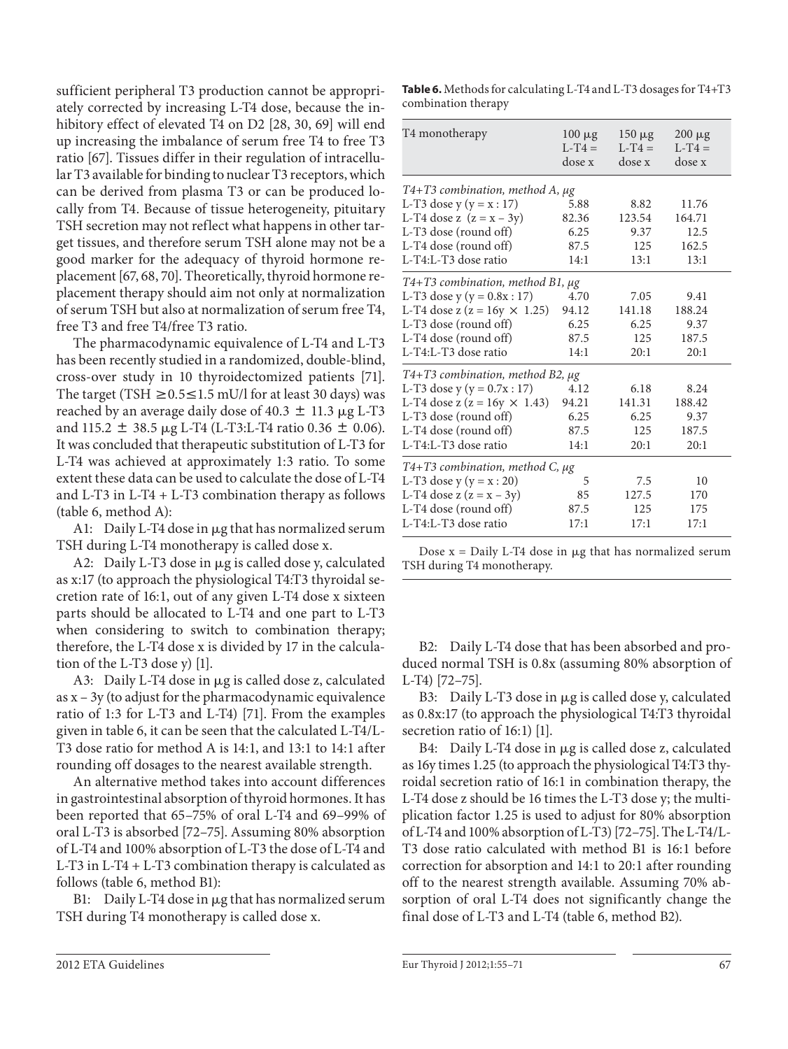sufficient peripheral T3 production cannot be appropriately corrected by increasing L-T4 dose, because the inhibitory effect of elevated T4 on D2 [28, 30, 69] will end up increasing the imbalance of serum free T4 to free T3 ratio [67]. Tissues differ in their regulation of intracellular T3 available for binding to nuclear T3 receptors, which can be derived from plasma T3 or can be produced locally from T4. Because of tissue heterogeneity, pituitary TSH secretion may not reflect what happens in other target tissues, and therefore serum TSH alone may not be a good marker for the adequacy of thyroid hormone replacement [67, 68, 70]. Theoretically, thyroid hormone replacement therapy should aim not only at normalization of serum TSH but also at normalization of serum free T4, free T3 and free T4/free T3 ratio.

The pharmacodynamic equivalence of L-T4 and L-T3 has been recently studied in a randomized, double-blind, cross-over study in 10 thyroidectomized patients [71]. The target (TSH $\geq 0.5 \leq 1.5$ mU/l for at least 30 days) was reached by an average daily dose of 40.3 ± 11.3 μg L-T3 and 115.2 ± 38.5 μg L-T4 (L-T3:L-T4 ratio 0.36 ± 0.06). It was concluded that therapeutic substitution of L-T3 for L-T4 was achieved at approximately 1:3 ratio. To some extent these data can be used to calculate the dose of L-T4 and L-T3 in L-T4 + L-T3 combination therapy as follows (table 6, method A):

A1: Daily L-T4 dose in μg that has normalized serum TSH during L-T4 monotherapy is called dose x.

A2: Daily L-T3 dose in μg is called dose y, calculated as x:17 (to approach the physiological T4:T3 thyroidal secretion rate of 16:1, out of any given L-T4 dose x sixteen parts should be allocated to L-T4 and one part to L-T3 when considering to switch to combination therapy; therefore, the L-T4 dose x is divided by 17 in the calculation of the L-T3 dose y) [1].

A3: Daily L-T4 dose in μg is called dose z, calculated as x – 3y (to adjust for the pharmacodynamic equivalence ratio of 1:3 for L-T3 and L-T4) [71]. From the examples given in table 6, it can be seen that the calculated L-T4/L-T3 dose ratio for method A is 14:1, and 13:1 to 14:1 after rounding off dosages to the nearest available strength.

An alternative method takes into account differences in gastrointestinal absorption of thyroid hormones. It has been reported that 65–75% of oral L-T4 and 69–99% of oral L-T3 is absorbed [72–75]. Assuming 80% absorption of L-T4 and 100% absorption of L-T3 the dose of L-T4 and L-T3 in L-T4 + L-T3 combination therapy is calculated as follows (table 6, method B1):

B1: Daily L-T4 dose in μg that has normalized serum TSH during T4 monotherapy is called dose x.

**Table 6.** Methods for calculating L-T4 and L-T3 dosages for T4+T3 combination therapy

| T4 monotherapy | 100 μg L-T4 = dose x | 150 μg L-T4 = dose x | 200 μg L-T4 = dose x |
|---|---|---|---|
| *T4+T3 combination, method A, μg* | | | |
| L-T3 dose y (y = x : 17) | 5.88 | 8.82 | 11.76 |
| L-T4 dose z (z = x – 3y) | 82.36 | 123.54 | 164.71 |
| L-T3 dose (round off) | 6.25 | 9.37 | 12.5 |
| L-T4 dose (round off) | 87.5 | 125 | 162.5 |
| L-T4:L-T3 dose ratio | 14:1 | 13:1 | 13:1 |
| *T4+T3 combination, method B1, μg* | | | |
| L-T3 dose y (y = 0.8x : 17) | 4.70 | 7.05 | 9.41 |
| L-T4 dose z (z = 16y × 1.25) | 94.12 | 141.18 | 188.24 |
| L-T3 dose (round off) | 6.25 | 6.25 | 9.37 |
| L-T4 dose (round off) | 87.5 | 125 | 187.5 |
| L-T4:L-T3 dose ratio | 14:1 | 20:1 | 20:1 |
| *T4+T3 combination, method B2, μg* | | | |
| L-T3 dose y (y = 0.7x : 17) | 4.12 | 6.18 | 8.24 |
| L-T4 dose z (z = 16y × 1.43) | 94.21 | 141.31 | 188.42 |
| L-T3 dose (round off) | 6.25 | 6.25 | 9.37 |
| L-T4 dose (round off) | 87.5 | 125 | 187.5 |
| L-T4:L-T3 dose ratio | 14:1 | 20:1 | 20:1 |
| *T4+T3 combination, method C, μg* | | | |
| L-T3 dose y (y = x : 20) | 5 | 7.5 | 10 |
| L-T4 dose z (z = x – 3y) | 85 | 127.5 | 170 |
| L-T4 dose (round off) | 87.5 | 125 | 175 |
| L-T4:L-T3 dose ratio | 17:1 | 17:1 | 17:1 |

Dose x = Daily L-T4 dose in μg that has normalized serum TSH during T4 monotherapy.

B2: Daily L-T4 dose that has been absorbed and produced normal TSH is 0.8x (assuming 80% absorption of L-T4) [72–75].

B3: Daily L-T3 dose in μg is called dose y, calculated as 0.8x:17 (to approach the physiological T4:T3 thyroidal secretion ratio of 16:1) [1].

B4: Daily L-T4 dose in μg is called dose z, calculated as 16y times 1.25 (to approach the physiological T4:T3 thyroidal secretion ratio of 16:1 in combination therapy, the L-T4 dose z should be 16 times the L-T3 dose y; the multiplication factor 1.25 is used to adjust for 80% absorption of L-T4 and 100% absorption of L-T3) [72–75]. The L-T4/L-T3 dose ratio calculated with method B1 is 16:1 before correction for absorption and 14:1 to 20:1 after rounding off to the nearest strength available. Assuming 70% absorption of oral L-T4 does not significantly change the final dose of L-T3 and L-T4 (table 6, method B2).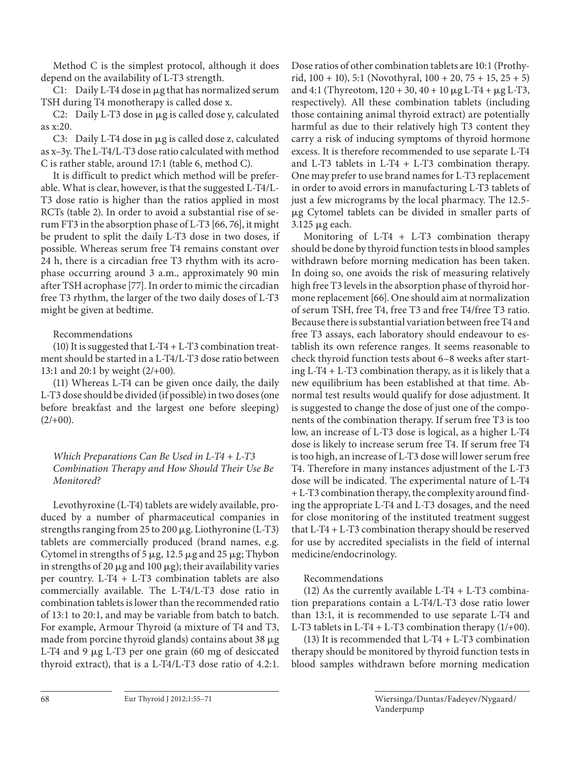Method C is the simplest protocol, although it does depend on the availability of L-T3 strength.

C1: Daily L-T4 dose in μg that has normalized serum TSH during T4 monotherapy is called dose x.

C2: Daily L-T3 dose in μg is called dose y, calculated as x:20.

C3: Daily L-T4 dose in μg is called dose z, calculated as x–3y. The L-T4/L-T3 dose ratio calculated with method C is rather stable, around 17:1 (table 6, method C).

It is difficult to predict which method will be preferable. What is clear, however, is that the suggested L-T4/L-T3 dose ratio is higher than the ratios applied in most RCTs (table 2). In order to avoid a substantial rise of serum FT3 in the absorption phase of L-T3 [66, 76], it might be prudent to split the daily L-T3 dose in two doses, if possible. Whereas serum free T4 remains constant over 24 h, there is a circadian free T3 rhythm with its acrophase occurring around 3 a.m., approximately 90 min after TSH acrophase [77]. In order to mimic the circadian free T3 rhythm, the larger of the two daily doses of L-T3 might be given at bedtime.

Recommendations

(10) It is suggested that L-T4 + L-T3 combination treatment should be started in a L-T4/L-T3 dose ratio between 13:1 and 20:1 by weight (2/+00).

(11) Whereas L-T4 can be given once daily, the daily L-T3 dose should be divided (if possible) in two doses (one before breakfast and the largest one before sleeping) (2/+00).

### *Which Preparations Can Be Used in L-T4 + L-T3 Combination Therapy and How Should Their Use Be Monitored?*

Levothyroxine (L-T4) tablets are widely available, produced by a number of pharmaceutical companies in strengths ranging from 25 to 200 μg. Liothyronine (L-T3) tablets are commercially produced (brand names, e.g. Cytomel in strengths of 5 μg, 12.5 μg and 25 μg; Thybon in strengths of 20 μg and 100 μg); their availability varies per country. L-T4 + L-T3 combination tablets are also commercially available. The L-T4/L-T3 dose ratio in combination tablets is lower than the recommended ratio of 13:1 to 20:1, and may be variable from batch to batch. For example, Armour Thyroid (a mixture of T4 and T3, made from porcine thyroid glands) contains about 38 μg L-T4 and 9 μg L-T3 per one grain (60 mg of desiccated thyroid extract), that is a L-T4/L-T3 dose ratio of 4.2:1. Dose ratios of other combination tablets are 10:1 (Prothyrid, 100 + 10), 5:1 (Novothyral, 100 + 20, 75 + 15, 25 + 5) and 4:1 (Thyreotom, 120 + 30, 40 + 10 μg L-T4 + μg L-T3, respectively). All these combination tablets (including those containing animal thyroid extract) are potentially harmful as due to their relatively high T3 content they carry a risk of inducing symptoms of thyroid hormone excess. It is therefore recommended to use separate L-T4 and L-T3 tablets in L-T4 + L-T3 combination therapy. One may prefer to use brand names for L-T3 replacement in order to avoid errors in manufacturing L-T3 tablets of just a few micrograms by the local pharmacy. The 12.5-μg Cytomel tablets can be divided in smaller parts of 3.125 μg each.

Monitoring of L-T4 + L-T3 combination therapy should be done by thyroid function tests in blood samples withdrawn before morning medication has been taken. In doing so, one avoids the risk of measuring relatively high free T3 levels in the absorption phase of thyroid hormone replacement [66]. One should aim at normalization of serum TSH, free T4, free T3 and free T4/free T3 ratio. Because there is substantial variation between free T4 and free T3 assays, each laboratory should endeavour to establish its own reference ranges. It seems reasonable to check thyroid function tests about 6–8 weeks after starting L-T4 + L-T3 combination therapy, as it is likely that a new equilibrium has been established at that time. Abnormal test results would qualify for dose adjustment. It is suggested to change the dose of just one of the components of the combination therapy. If serum free T3 is too low, an increase of L-T3 dose is logical, as a higher L-T4 dose is likely to increase serum free T4. If serum free T4 is too high, an increase of L-T3 dose will lower serum free T4. Therefore in many instances adjustment of the L-T3 dose will be indicated. The experimental nature of L-T4 + L-T3 combination therapy, the complexity around finding the appropriate L-T4 and L-T3 dosages, and the need for close monitoring of the instituted treatment suggest that L-T4 + L-T3 combination therapy should be reserved for use by accredited specialists in the field of internal medicine/endocrinology.

Recommendations

(12) As the currently available L-T4 + L-T3 combination preparations contain a L-T4/L-T3 dose ratio lower than 13:1, it is recommended to use separate L-T4 and L-T3 tablets in L-T4 + L-T3 combination therapy (1/+00).

(13) It is recommended that L-T4 + L-T3 combination therapy should be monitored by thyroid function tests in blood samples withdrawn before morning medication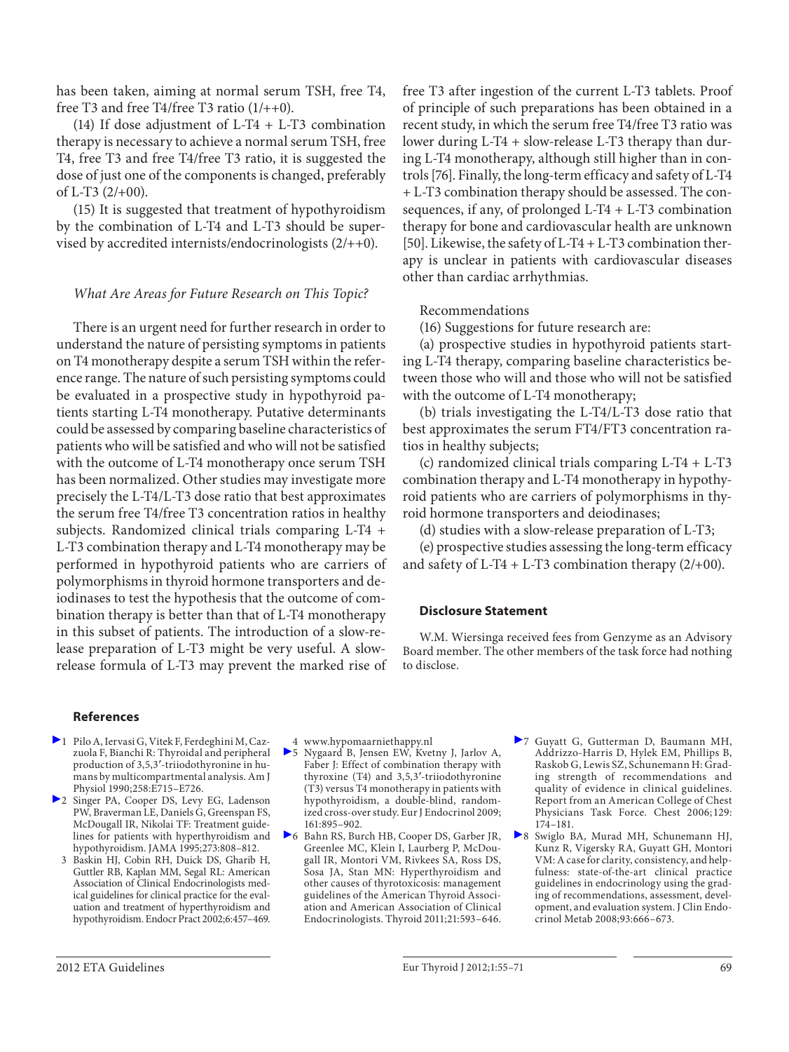has been taken, aiming at normal serum TSH, free T4, free T3 and free T4/free T3 ratio (1/++0).

(14) If dose adjustment of L-T4 + L-T3 combination therapy is necessary to achieve a normal serum TSH, free T4, free T3 and free T4/free T3 ratio, it is suggested the dose of just one of the components is changed, preferably of L-T3 (2/+00).

(15) It is suggested that treatment of hypothyroidism by the combination of L-T4 and L-T3 should be supervised by accredited internists/endocrinologists (2/++0).

### *What Are Areas for Future Research on This Topic?*

There is an urgent need for further research in order to understand the nature of persisting symptoms in patients on T4 monotherapy despite a serum TSH within the reference range. The nature of such persisting symptoms could be evaluated in a prospective study in hypothyroid patients starting L-T4 monotherapy. Putative determinants could be assessed by comparing baseline characteristics of patients who will be satisfied and who will not be satisfied with the outcome of L-T4 monotherapy once serum TSH has been normalized. Other studies may investigate more precisely the L-T4/L-T3 dose ratio that best approximates the serum free T4/free T3 concentration ratios in healthy subjects. Randomized clinical trials comparing L-T4 + L-T3 combination therapy and L-T4 monotherapy may be performed in hypothyroid patients who are carriers of polymorphisms in thyroid hormone transporters and deiodinases to test the hypothesis that the outcome of combination therapy is better than that of L-T4 monotherapy in this subset of patients. The introduction of a slow-release preparation of L-T3 might be very useful. A slow-release formula of L-T3 may prevent the marked rise of free T3 after ingestion of the current L-T3 tablets. Proof of principle of such preparations has been obtained in a recent study, in which the serum free T4/free T3 ratio was lower during L-T4 + slow-release L-T3 therapy than during L-T4 monotherapy, although still higher than in controls [76]. Finally, the long-term efficacy and safety of L-T4 + L-T3 combination therapy should be assessed. The consequences, if any, of prolonged L-T4 + L-T3 combination therapy for bone and cardiovascular health are unknown [50]. Likewise, the safety of L-T4 + L-T3 combination therapy is unclear in patients with cardiovascular diseases other than cardiac arrhythmias.

Recommendations

(16) Suggestions for future research are:

(a) prospective studies in hypothyroid patients starting L-T4 therapy, comparing baseline characteristics between those who will and those who will not be satisfied with the outcome of L-T4 monotherapy;

(b) trials investigating the L-T4/L-T3 dose ratio that best approximates the serum FT4/FT3 concentration ratios in healthy subjects;

(c) randomized clinical trials comparing L-T4 + L-T3 combination therapy and L-T4 monotherapy in hypothyroid patients who are carriers of polymorphisms in thyroid hormone transporters and deiodinases;

(d) studies with a slow-release preparation of L-T3;

(e) prospective studies assessing the long-term efficacy and safety of L-T4 + L-T3 combination therapy (2/+00).

### Disclosure Statement

W.M. Wiersinga received fees from Genzyme as an Advisory Board member. The other members of the task force had nothing to disclose.

## References

1. Pilo A, Iervasi G, Vitek F, Ferdeghini M, Cazzuola F, Bianchi R: Thyroidal and peripheral production of 3,5,3′-triiodothyronine in humans by multicompartmental analysis. Am J Physiol 1990;258:E715–E726.
2. Singer PA, Cooper DS, Levy EG, Ladenson PW, Braverman LE, Daniels G, Greenspan FS, McDougall IR, Nikolai TF: Treatment guidelines for patients with hyperthyroidism and hypothyroidism. JAMA 1995;273:808–812.
3. Baskin HJ, Cobin RH, Duick DS, Gharib H, Guttler RB, Kaplan MM, Segal RL: American Association of Clinical Endocrinologists medical guidelines for clinical practice for the evaluation and treatment of hyperthyroidism and hypothyroidism. Endocr Pract 2002;6:457–469.
4. www.hypomaarniethappy.nl
5. Nygaard B, Jensen EW, Kvetny J, Jarlov A, Faber J: Effect of combination therapy with thyroxine (T4) and 3,5,3′-triiodothyronine (T3) versus T4 monotherapy in patients with hypothyroidism, a double-blind, randomized cross-over study. Eur J Endocrinol 2009; 161:895–902.
6. Bahn RS, Burch HB, Cooper DS, Garber JR, Greenlee MC, Klein I, Laurberg P, McDougall IR, Montori VM, Rivkees SA, Ross DS, Sosa JA, Stan MN: Hyperthyroidism and other causes of thyrotoxicosis: management guidelines of the American Thyroid Association and American Association of Clinical Endocrinologists. Thyroid 2011;21:593–646.
7. Guyatt G, Gutterman D, Baumann MH, Addrizzo-Harris D, Hylek EM, Phillips B, Raskob G, Lewis SZ, Schunemann H: Grading strength of recommendations and quality of evidence in clinical guidelines. Report from an American College of Chest Physicians Task Force. Chest 2006;129: 174–181.
8. Swiglo BA, Murad MH, Schunemann HJ, Kunz R, Vigersky RA, Guyatt GH, Montori VM: A case for clarity, consistency, and helpfulness: state-of-the-art clinical practice guidelines in endocrinology using the grading of recommendations, assessment, development, and evaluation system. J Clin Endocrinol Metab 2008;93:666–673.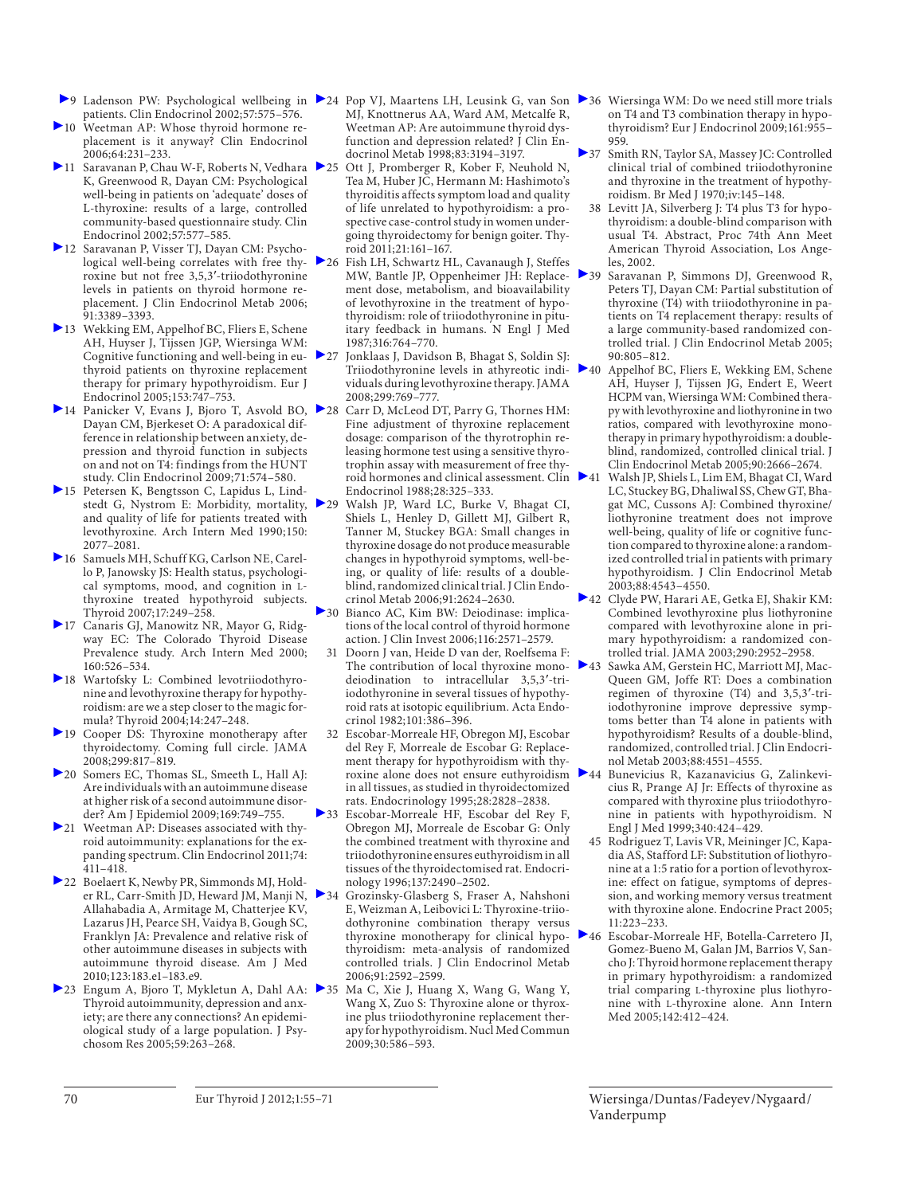9 Ladenson PW: Psychological wellbeing in patients. Clin Endocrinol 2002;57:575–576.

10 Weetman AP: Whose thyroid hormone replacement is it anyway? Clin Endocrinol 2006;64:231–233.

11 Saravanan P, Chau W-F, Roberts N, Vedhara K, Greenwood R, Dayan CM: Psychological well-being in patients on 'adequate' doses of L-thyroxine: results of a large, controlled community-based questionnaire study. Clin Endocrinol 2002;57:577–585.

12 Saravanan P, Visser TJ, Dayan CM: Psychological well-being correlates with free thyroxine but not free 3,5,3′-triiodothyronine levels in patients on thyroid hormone replacement. J Clin Endocrinol Metab 2006; 91:3389–3393.

13 Wekking EM, Appelhof BC, Fliers E, Schene AH, Huyser J, Tijssen JGP, Wiersinga WM: Cognitive functioning and well-being in euthyroid patients on thyroxine replacement therapy for primary hypothyroidism. Eur J Endocrinol 2005;153:747–753.

14 Panicker V, Evans J, Bjoro T, Asvold BO, Dayan CM, Bjerkeset O: A paradoxical difference in relationship between anxiety, depression and thyroid function in subjects on and not on T4: findings from the HUNT study. Clin Endocrinol 2009;71:574–580.

15 Petersen K, Bengtsson C, Lapidus L, Lindstedt G, Nystrom E: Morbidity, mortality, and quality of life for patients treated with levothyroxine. Arch Intern Med 1990;150: 2077–2081.

16 Samuels MH, Schuff KG, Carlson NE, Carello P, Janowsky JS: Health status, psychological symptoms, mood, and cognition in L-thyroxine treated hypothyroid subjects. Thyroid 2007;17:249–258.

17 Canaris GJ, Manowitz NR, Mayor G, Ridgway EC: The Colorado Thyroid Disease Prevalence study. Arch Intern Med 2000; 160:526–534.

18 Wartofsky L: Combined levotriiodothyronine and levothyroxine therapy for hypothyroidism: are we a step closer to the magic formula? Thyroid 2004;14:247–248.

19 Cooper DS: Thyroxine monotherapy after thyroidectomy. Coming full circle. JAMA 2008;299:817–819.

20 Somers EC, Thomas SL, Smeeth L, Hall AJ: Are individuals with an autoimmune disease at higher risk of a second autoimmune disorder? Am J Epidemiol 2009;169:749–755.

21 Weetman AP: Diseases associated with thyroid autoimmunity: explanations for the expanding spectrum. Clin Endocrinol 2011;74: 411–418.

22 Boelaert K, Newby PR, Simmonds MJ, Holder RL, Carr-Smith JD, Heward JM, Manji N, Allahabadia A, Armitage M, Chatterjee KV, Lazarus JH, Pearce SH, Vaidya B, Gough SC, Franklyn JA: Prevalence and relative risk of other autoimmune diseases in subjects with autoimmune thyroid disease. Am J Med 2010;123:183.e1–183.e9.

23 Panicker V, Bjoro T, Mykletun A, Dahl AA: Thyroid autoimmunity, depression and anxiety; are there any connections? An epidemiological study of a large population. J Psychosom Res 2005;59:263–268.

24 Pop VJ, Maartens LH, Leusink G, van Son MJ, Knottnerus AA, Ward AM, Metcalfe R, Weetman AP: Are autoimmune thyroid dysfunction and depression related? J Clin Endocrinol Metab 1998;83:3194–3197.

25 Ott J, Promberger R, Kober F, Neuhold N, Tea M, Huber JC, Hermann M: Hashimoto's thyroiditis affects symptom load and quality of life unrelated to hypothyroidism: a prospective case-control study in women undergoing thyroidectomy for benign goiter. Thyroid 2011;21:161–167.

26 Fish LH, Schwartz HL, Cavanaugh J, Steffes MW, Bantle JP, Oppenheimer JH: Replacement dose, metabolism, and bioavailability of levothyroxine in the treatment of hypothyroidism: role of triiodothyronine in pituitary feedback in humans. N Engl J Med 1987;316:764–770.

27 Jonklaas J, Davidson B, Bhagat S, Soldin SJ: Triiodothyronine levels in athyreotic individuals during levothyroxine therapy. JAMA 2008;299:769–777.

28 Carr D, McLeod DT, Parry G, Thornes HM: Fine adjustment of thyroxine replacement dosage: comparison of the thyrotrophin releasing hormone test using a sensitive thyrotrophin assay with measurement of free thyroid hormones and clinical assessment. Clin Endocrinol 1988;28:325–333.

29 Walsh JP, Ward LC, Burke V, Bhagat CI, Shiels L, Henley D, Gillett MJ, Gilbert R, Tanner M, Stuckey BGA: Small changes in thyroxine dosage do not produce measurable changes in hypothyroid symptoms, well-being, or quality of life: results of a double-blind, randomized clinical trial. J Clin Endocrinol Metab 2006;91:2624–2630.

30 Bianco AC, Kim BW: Deiodinase: implications of the local control of thyroid hormone action. J Clin Invest 2006;116:2571–2579.

31 Doorn J van, Heide D van der, Roelfsema F: The contribution of local thyroxine monodeiodination to intracellular 3,5,3′-triiodothyronine in several tissues of hypothyroid rats at isotopic equilibrium. Acta Endocrinol 1982;101:386–396.

32 Escobar-Morreale HF, Obregon MJ, Escobar del Rey F, Morreale de Escobar G: Replacement therapy for hypothyroidism with thyroxine alone does not ensure euthyroidism in all tissues, as studied in thyroidectomized rats. Endocrinology 1995;28:2828–2838.

33 Escobar-Morreale HF, Escobar del Rey F, Obregon MJ, Morreale de Escobar G: Only the combined treatment with thyroxine and triiodothyronine ensures euthyroidism in all tissues of the thyroidectomised rat. Endocrinology 1996;137:2490–2502.

34 Grozinsky-Glasberg S, Fraser A, Nahshoni E, Weizman A, Leibovici L: Thyroxine-triiodothyronine combination therapy versus thyroxine monotherapy for clinical hypothyroidism: meta-analysis of randomized controlled trials. J Clin Endocrinol Metab 2006;91:2592–2599.

35 Ma C, Xie J, Huang X, Wang G, Wang Y, Wang X, Zuo S: Thyroxine alone or thyroxine plus triiodothyronine replacement therapy for hypothyroidism. Nucl Med Commun 2009;30:586–593.

36 Wiersinga WM: Do we need still more trials on T4 and T3 combination therapy in hypothyroidism? Eur J Endocrinol 2009;161:955–959.

37 Smith RN, Taylor SA, Massey JC: Controlled clinical trial of combined triiodothyronine and thyroxine in the treatment of hypothyroidism. Br Med J 1970;iv:145–148.

38 Levitt JA, Silverberg J: T4 plus T3 for hypothyroidism: a double-blind comparison with usual T4. Abstract, Proc 74th Ann Meet American Thyroid Association, Los Angeles, 2002.

39 Saravanan P, Simmons DJ, Greenwood R, Peters TJ, Dayan CM: Partial substitution of thyroxine (T4) with triiodothyronine in patients on T4 replacement therapy: results of a large community-based randomized controlled trial. J Clin Endocrinol Metab 2005; 90:805–812.

40 Appelhof BC, Fliers E, Wekking EM, Schene AH, Huyser J, Tijssen JG, Endert E, Weert HCPM van, Wiersinga WM: Combined therapy with levothyroxine and liothyronine in two ratios, compared with levothyroxine monotherapy in primary hypothyroidism: a double-blind, randomized, controlled clinical trial. J Clin Endocrinol Metab 2005;90:2666–2674.

41 Walsh JP, Shiels L, Lim EM, Bhagat CI, Ward LC, Stuckey BG, Dhaliwal SS, Chew GT, Bhagat MC, Cussons AJ: Combined thyroxine/liothyronine treatment does not improve well-being, quality of life or cognitive function compared to thyroxine alone: a randomized controlled trial in patients with primary hypothyroidism. J Clin Endocrinol Metab 2003;88:4543–4550.

42 Clyde PW, Harari AE, Getka EJ, Shakir KM: Combined levothyroxine plus liothyronine compared with levothyroxine alone in primary hypothyroidism: a randomized controlled trial. JAMA 2003;290:2952–2958.

43 Sawka AM, Gerstein HC, Marriott MJ, MacQueen GM, Joffe RT: Does a combination regimen of thyroxine (T4) and 3,5,3′-triiodothyronine improve depressive symptoms better than T4 alone in patients with hypothyroidism? Results of a double-blind, randomized, controlled trial. J Clin Endocrinol Metab 2003;88:4551–4555.

44 Bunevicius R, Kazanavicius G, Zalinkevicius R, Prange AJ Jr: Effects of thyroxine as compared with thyroxine plus triiodothyronine in patients with hypothyroidism. N Engl J Med 1999;340:424–429.

45 Rodriguez T, Lavis VR, Meininger JC, Kapadia AS, Stafford LF: Substitution of liothyronine at a 1:5 ratio for a portion of levothyroxine: effect on fatigue, symptoms of depression, and working memory versus treatment with thyroxine alone. Endocrine Pract 2005; 11:223–233.

46 Escobar-Morreale HF, Botella-Carretero JI, Gomez-Bueno M, Galan JM, Barrios V, Sancho J: Thyroid hormone replacement therapy in primary hypothyroidism: a randomized trial comparing L-thyroxine plus liothyronine with L-thyroxine alone. Ann Intern Med 2005;142:412–424.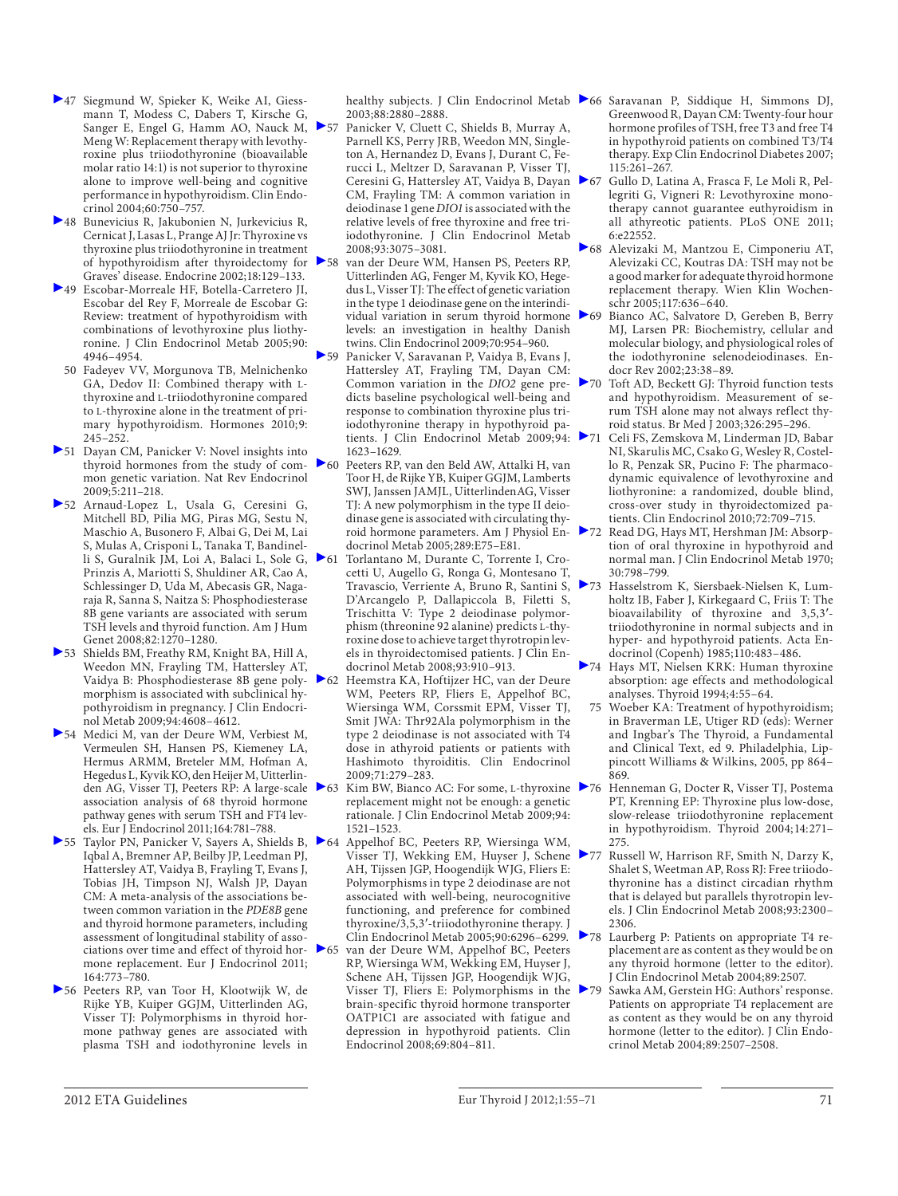47 Siegmund W, Spieker K, Weike AI, Giessmann T, Modess C, Dabers T, Kirsche G, Sanger E, Engel G, Hamm AO, Nauck M, Meng W: Replacement therapy with levothyroxine plus triiodothyronine (bioavailable molar ratio 14:1) is not superior to thyroxine alone to improve well-being and cognitive performance in hypothyroidism. Clin Endocrinol 2004;60:750–757.

48 Bunevicius R, Jakubonien N, Jurkevicius R, Cernicat J, Lasas L, Prange AJ Jr: Thyroxine vs thyroxine plus triiodothyronine in treatment of hypothyroidism after thyroidectomy for Graves' disease. Endocrine 2002;18:129–133.

49 Escobar-Morreale HF, Botella-Carretero JI, Escobar del Rey F, Morreale de Escobar G: Review: treatment of hypothyroidism with combinations of levothyroxine plus liothyronine. J Clin Endocrinol Metab 2005;90:4946–4954.

50 Fadeyev VV, Morgunova TB, Melnichenko GA, Dedov II: Combined therapy with L-thyroxine and L-triiodothyronine compared to L-thyroxine alone in the treatment of primary hypothyroidism. Hormones 2010;9:245–252.

51 Dayan CM, Panicker V: Novel insights into thyroid hormones from the study of common genetic variation. Nat Rev Endocrinol 2009;5:211–218.

52 Arnaud-Lopez L, Usala G, Ceresini G, Mitchell BD, Pilia MG, Piras MG, Sestu N, Maschio A, Busonero F, Albai G, Dei M, Lai S, Mulas A, Crisponi L, Tanaka T, Bandinelli S, Guralnik JM, Loi A, Balaci L, Sole G, Prinzis A, Mariotti S, Shuldiner AR, Cao A, Schlessinger D, Uda M, Abecasis GR, Nagaraja R, Sanna S, Naitza S: Phosphodiesterase 8B gene variants are associated with serum TSH levels and thyroid function. Am J Hum Genet 2008;82:1270–1280.

53 Shields BM, Freathy RM, Knight BA, Hill A, Weedon MN, Frayling TM, Hattersley AT, Vaidya B: Phosphodiesterase 8B gene polymorphism is associated with subclinical hypothyroidism in pregnancy. J Clin Endocrinol Metab 2009;94:4608–4612.

54 Medici M, van der Deure WM, Verbiest M, Vermeulen SH, Hansen PS, Kiemeney LA, Hermus ARMM, Breteler MM, Hofman A, Hegedus L, Kyvik KO, den Heijer M, Uitterlinden AG, Visser TJ, Peeters RP: A large-scale association analysis of 68 thyroid hormone pathway genes with serum TSH and FT4 levels. Eur J Endocrinol 2011;164:781–788.

55 Taylor PN, Panicker V, Sayers A, Shields B, Iqbal A, Bremner AP, Beilby JP, Leedman PJ, Hattersley AT, Vaidya B, Frayling T, Evans J, Tobias JH, Timpson NJ, Walsh JP, Dayan CM: A meta-analysis of the associations between common variation in the *PDE8B* gene and thyroid hormone parameters, including assessment of longitudinal stability of associations over time and effect of thyroid hormone replacement. Eur J Endocrinol 2011;164:773–780.

56 Peeters RP, van Toor H, Klootwijk W, de Rijke YB, Kuiper GGJM, Uitterlinden AG, Visser TJ: Polymorphisms in thyroid hormone pathway genes are associated with plasma TSH and iodothyronine levels in healthy subjects. J Clin Endocrinol Metab 2003;88:2880–2888.

57 Panicker V, Cluett C, Shields B, Murray A, Parnell KS, Perry JRB, Weedon MN, Singleton A, Hernandez D, Evans J, Durant C, Ferucci L, Meltzer D, Saravanan P, Visser TJ, Ceresini G, Hattersley AT, Vaidya B, Dayan CM, Frayling TM: A common variation in deiodinase 1 gene *DIO1* is associated with the relative levels of free thyroxine and free triiodothyronine. J Clin Endocrinol Metab 2008;93:3075–3081.

58 van der Deure WM, Hansen PS, Peeters RP, Uitterlinden AG, Fenger M, Kyvik KO, Hegedus L, Visser TJ: The effect of genetic variation in the type 1 deiodinase gene on the interindividual variation in serum thyroid hormone levels: an investigation in healthy Danish twins. Clin Endocrinol 2009;70:954–960.

59 Panicker V, Saravanan P, Vaidya B, Evans J, Hattersley AT, Frayling TM, Dayan CM: Common variation in the *DIO2* gene predicts baseline psychological well-being and response to combination thyroxine plus triiodothyronine therapy in hypothyroid patients. J Clin Endocrinol Metab 2009;94:1623–1629.

60 Peeters RP, van den Beld AW, Attalki H, van Toor H, de Rijke YB, Kuiper GGJM, Lamberts SWJ, Janssen JAMJL, Uitterlinden AG, Visser TJ: A new polymorphism in the type II deiodinase gene is associated with circulating thyroid hormone parameters. Am J Physiol Endocrinol Metab 2005;289:E75–E81.

61 Torlantano M, Durante C, Torrente I, Crocetti U, Augello G, Ronga G, Montesano T, Travascio, Verriente A, Bruno R, Santini S, D'Arcangelo P, Dallapiccola B, Filetti S, Trischitta V: Type 2 deiodinase polymorphism (threonine 92 alanine) predicts L-thyroxine dose to achieve target thyrotropin levels in thyroidectomised patients. J Clin Endocrinol Metab 2008;93:910–913.

62 Heemstra KA, Hoftijzer HC, van der Deure WM, Peeters RP, Fliers E, Appelhof BC, Wiersinga WM, Corssmit EPM, Visser TJ, Smit JWA: Thr92Ala polymorphism in the type 2 deiodinase is not associated with T4 dose in athyroid patients or patients with Hashimoto thyroiditis. Clin Endocrinol 2009;71:279–283.

63 Kim BW, Bianco AC: For some, L-thyroxine replacement might not be enough: a genetic rationale. J Clin Endocrinol Metab 2009;94:1521–1523.

64 Appelhof BC, Peeters RP, Wiersinga WM, Visser TJ, Wekking EM, Huyser J, Schene AH, Tijssen JGP, Hoogendijk WJG, Fliers E: Polymorphisms in type 2 deiodinase are not associated with well-being, neurocognitive functioning, and preference for combined thyroxine/3,5,3′-triiodothyronine therapy. J Clin Endocrinol Metab 2005;90:6296–6299.

65 van der Deure WM, Appelhof BC, Peeters RP, Wiersinga WM, Wekking EM, Huyser J, Schene AH, Tijssen JGP, Hoogendijk WJG, Visser TJ, Fliers E: Polymorphisms in the brain-specific thyroid hormone transporter OATP1C1 are associated with fatigue and depression in hypothyroid patients. Clin Endocrinol 2008;69:804–811.

66 Saravanan P, Siddique H, Simmons DJ, Greenwood R, Dayan CM: Twenty-four hour hormone profiles of TSH, free T3 and free T4 in hypothyroid patients on combined T3/T4 therapy. Exp Clin Endocrinol Diabetes 2007;115:261–267.

67 Gullo D, Latina A, Frasca F, Le Moli R, Pellegriti G, Vigneri R: Levothyroxine monotherapy cannot guarantee euthyroidism in all athyreotic patients. PLoS ONE 2011;6:e22552.

68 Alevizaki M, Mantzou E, Cimponeriu AT, Alevizaki CC, Koutras DA: TSH may not be a good marker for adequate thyroid hormone replacement therapy. Wien Klin Wochenschr 2005;117:636–640.

69 Bianco AC, Salvatore D, Gereben B, Berry MJ, Larsen PR: Biochemistry, cellular and molecular biology, and physiological roles of the iodothyronine selenodeiodinases. Endocr Rev 2002;23:38–89.

70 Toft AD, Beckett GJ: Thyroid function tests and hypothyroidism. Measurement of serum TSH alone may not always reflect thyroid status. Br Med J 2003;326:295–296.

71 Celi FS, Zemskova M, Linderman JD, Babar NI, Skarulis MC, Csako G, Wesley R, Costello R, Penzak SR, Pucino F: The pharmacodynamic equivalence of levothyroxine and liothyronine: a randomized, double blind, cross-over study in thyroidectomized patients. Clin Endocrinol 2010;72:709–715.

72 Read DG, Hays MT, Hershman JM: Absorption of oral thyroxine in hypothyroid and normal man. J Clin Endocrinol Metab 1970;30:798–799.

73 Hasselstrom K, Siersbaek-Nielsen K, Lumholtz IB, Faber J, Kirkegaard C, Friis T: The bioavailability of thyroxine and 3,5,3′-triiodothyronine in normal subjects and in hyper- and hypothyroid patients. Acta Endocrinol (Copenh) 1985;110:483–486.

74 Hays MT, Nielsen KRK: Human thyroxine absorption: age effects and methodological analyses. Thyroid 1994;4:55–64.

75 Woeber KA: Treatment of hypothyroidism; in Braverman LE, Utiger RD (eds): Werner and Ingbar's The Thyroid, a Fundamental and Clinical Text, ed 9. Philadelphia, Lippincott Williams & Wilkins, 2005, pp 864–869.

76 Henneman G, Docter R, Visser TJ, Postema PT, Krenning EP: Thyroxine plus low-dose, slow-release triiodothyronine replacement in hypothyroidism. Thyroid 2004;14:271–275.

77 Russell W, Harrison RF, Smith N, Darzy K, Shalet S, Weetman AP, Ross RJ: Free triiodothyronine has a distinct circadian rhythm that is delayed but parallels thyrotropin levels. J Clin Endocrinol Metab 2008;93:2300–2306.

78 Laurberg P: Patients on appropriate T4 replacement are as content as they would be on any thyroid hormone (letter to the editor). J Clin Endocrinol Metab 2004;89:2507.

79 Sawka AM, Gerstein HG: Authors' response. Patients on appropriate T4 replacement are as content as they would be on any thyroid hormone (letter to the editor). J Clin Endocrinol Metab 2004;89:2507–2508.